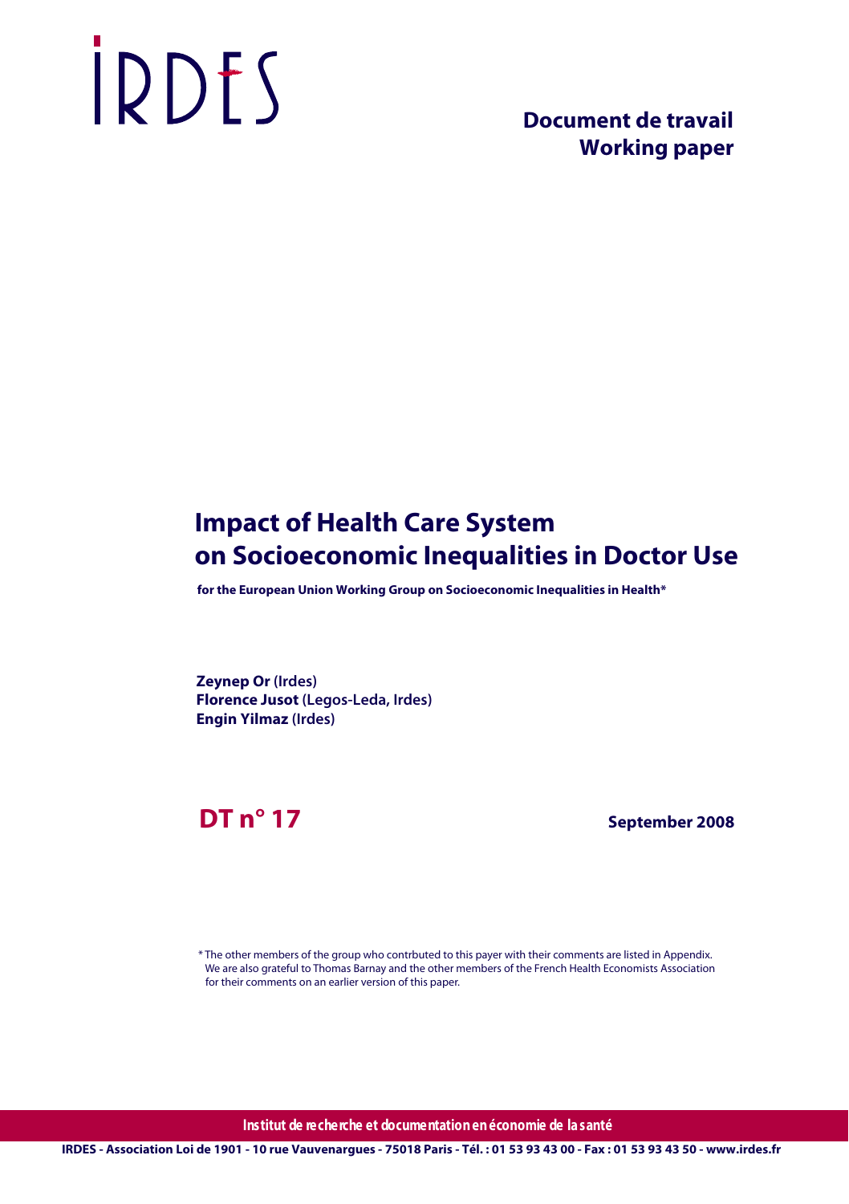IRDES

**Document de travail**
**Working paper**

# Impact of Health Care System on Socioeconomic Inequalities in Doctor Use

**for the European Union Working Group on Socioeconomic Inequalities in Health***

**Zeynep Or** (Irdes)
**Florence Jusot** (Legos-Leda, Irdes)
**Engin Yilmaz** (Irdes)

**DT n° 17**

**September 2008**

* The other members of the group who contrbuted to this payer with their comments are listed in Appendix. We are also grateful to Thomas Barnay and the other members of the French Health Economists Association for their comments on an earlier version of this paper.

**Institut de recherche et documentation en économie de la santé**

IRDES - Association Loi de 1901 - 10 rue Vauvenargues - 75018 Paris - Tél. : 01 53 93 43 00 - Fax : 01 53 93 43 50 - www.irdes.fr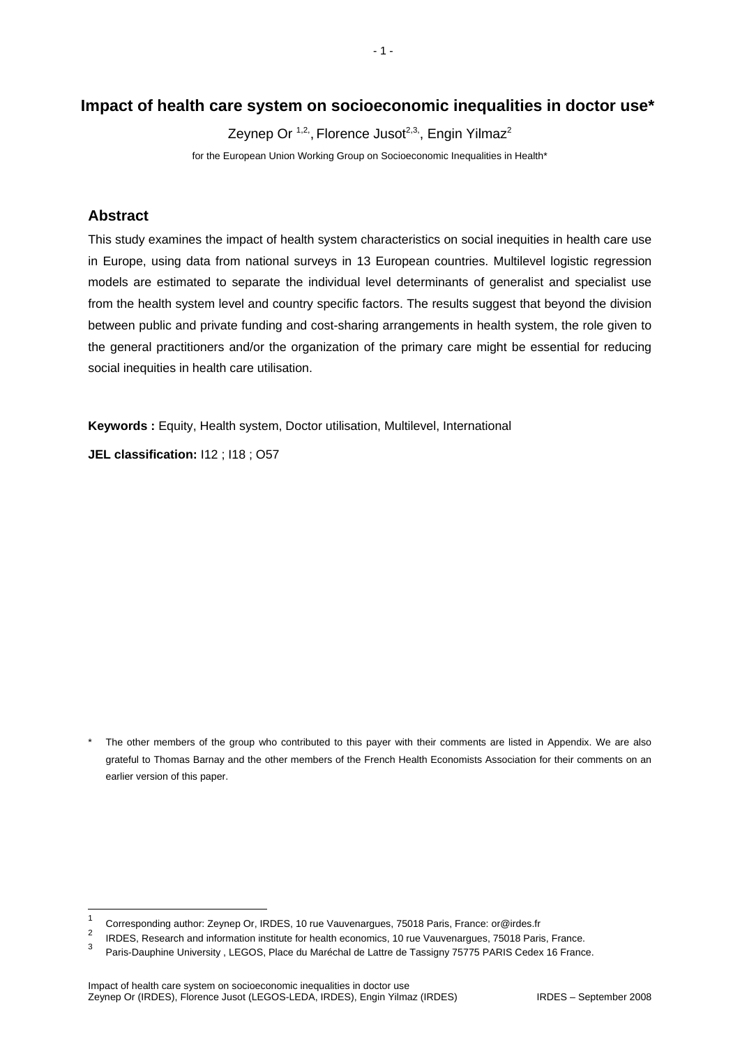# Impact of health care system on socioeconomic inequalities in doctor use*

Zeynep Or [1,2], Florence Jusot[2,3], Engin Yilmaz[2]

for the European Union Working Group on Socioeconomic Inequalities in Health*

## Abstract

This study examines the impact of health system characteristics on social inequities in health care use in Europe, using data from national surveys in 13 European countries. Multilevel logistic regression models are estimated to separate the individual level determinants of generalist and specialist use from the health system level and country specific factors. The results suggest that beyond the division between public and private funding and cost-sharing arrangements in health system, the role given to the general practitioners and/or the organization of the primary care might be essential for reducing social inequities in health care utilisation.

**Keywords :** Equity, Health system, Doctor utilisation, Multilevel, International

**JEL classification:** I12 ; I18 ; O57

\* The other members of the group who contributed to this payer with their comments are listed in Appendix. We are also grateful to Thomas Barnay and the other members of the French Health Economists Association for their comments on an earlier version of this paper.

[1] Corresponding author: Zeynep Or, IRDES, 10 rue Vauvenargues, 75018 Paris, France: or@irdes.fr

[2] IRDES, Research and information institute for health economics, 10 rue Vauvenargues, 75018 Paris, France.

[3] Paris-Dauphine University , LEGOS, Place du Maréchal de Lattre de Tassigny 75775 PARIS Cedex 16 France.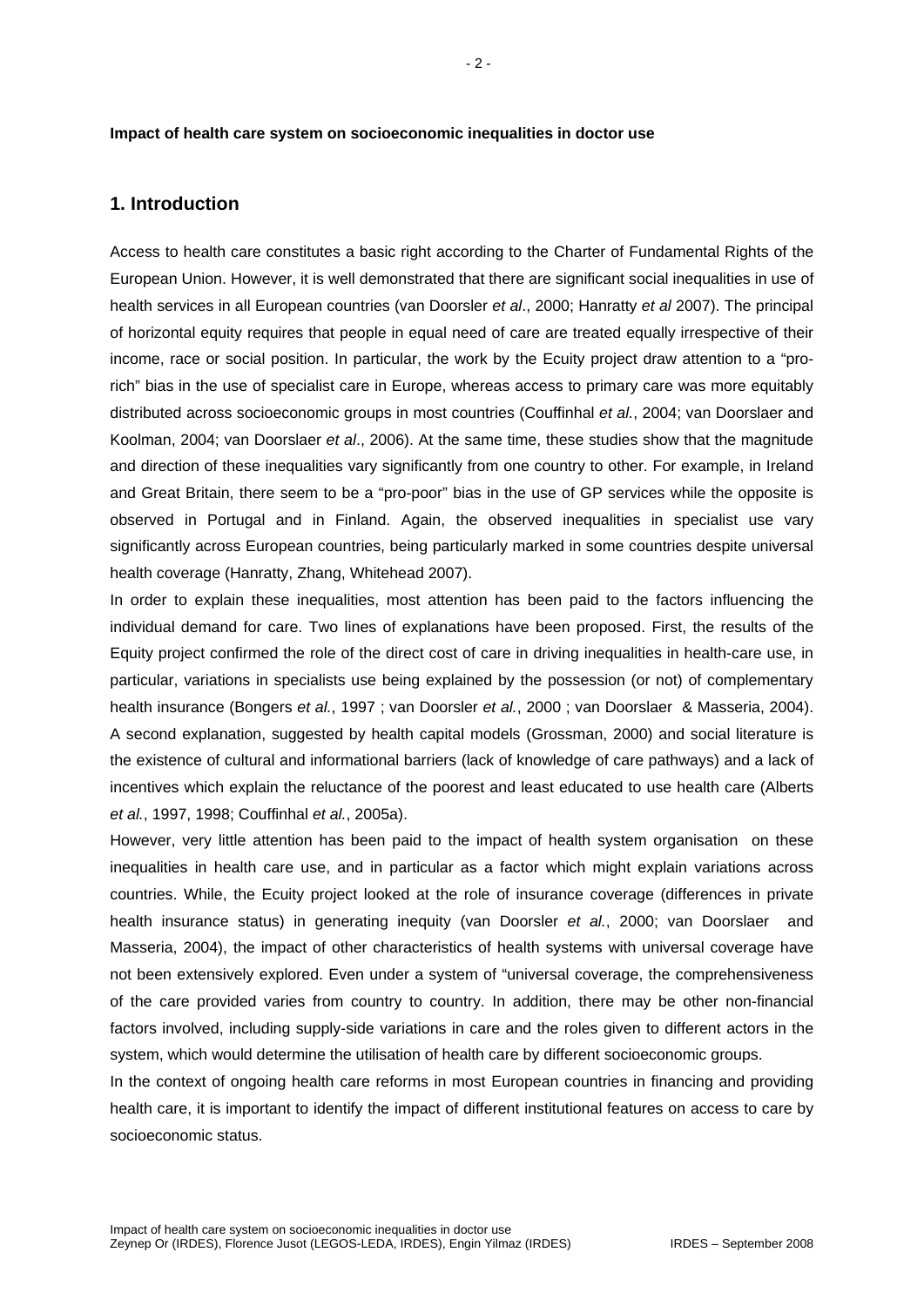**Impact of health care system on socioeconomic inequalities in doctor use**

## 1. Introduction

Access to health care constitutes a basic right according to the Charter of Fundamental Rights of the European Union. However, it is well demonstrated that there are significant social inequalities in use of health services in all European countries (van Doorsler *et al*., 2000; Hanratty *et al* 2007). The principal of horizontal equity requires that people in equal need of care are treated equally irrespective of their income, race or social position. In particular, the work by the Ecuity project draw attention to a "pro-rich" bias in the use of specialist care in Europe, whereas access to primary care was more equitably distributed across socioeconomic groups in most countries (Couffinhal *et al.*, 2004; van Doorslaer and Koolman, 2004; van Doorslaer *et al*., 2006). At the same time, these studies show that the magnitude and direction of these inequalities vary significantly from one country to other. For example, in Ireland and Great Britain, there seem to be a "pro-poor" bias in the use of GP services while the opposite is observed in Portugal and in Finland. Again, the observed inequalities in specialist use vary significantly across European countries, being particularly marked in some countries despite universal health coverage (Hanratty, Zhang, Whitehead 2007).

In order to explain these inequalities, most attention has been paid to the factors influencing the individual demand for care. Two lines of explanations have been proposed. First, the results of the Equity project confirmed the role of the direct cost of care in driving inequalities in health-care use, in particular, variations in specialists use being explained by the possession (or not) of complementary health insurance (Bongers *et al.*, 1997 ; van Doorsler *et al.*, 2000 ; van Doorslaer & Masseria, 2004). A second explanation, suggested by health capital models (Grossman, 2000) and social literature is the existence of cultural and informational barriers (lack of knowledge of care pathways) and a lack of incentives which explain the reluctance of the poorest and least educated to use health care (Alberts *et al.*, 1997, 1998; Couffinhal *et al.*, 2005a).

However, very little attention has been paid to the impact of health system organisation on these inequalities in health care use, and in particular as a factor which might explain variations across countries. While, the Ecuity project looked at the role of insurance coverage (differences in private health insurance status) in generating inequity (van Doorsler *et al.*, 2000; van Doorslaer and Masseria, 2004), the impact of other characteristics of health systems with universal coverage have not been extensively explored. Even under a system of "universal coverage, the comprehensiveness of the care provided varies from country to country. In addition, there may be other non-financial factors involved, including supply-side variations in care and the roles given to different actors in the system, which would determine the utilisation of health care by different socioeconomic groups.

In the context of ongoing health care reforms in most European countries in financing and providing health care, it is important to identify the impact of different institutional features on access to care by socioeconomic status.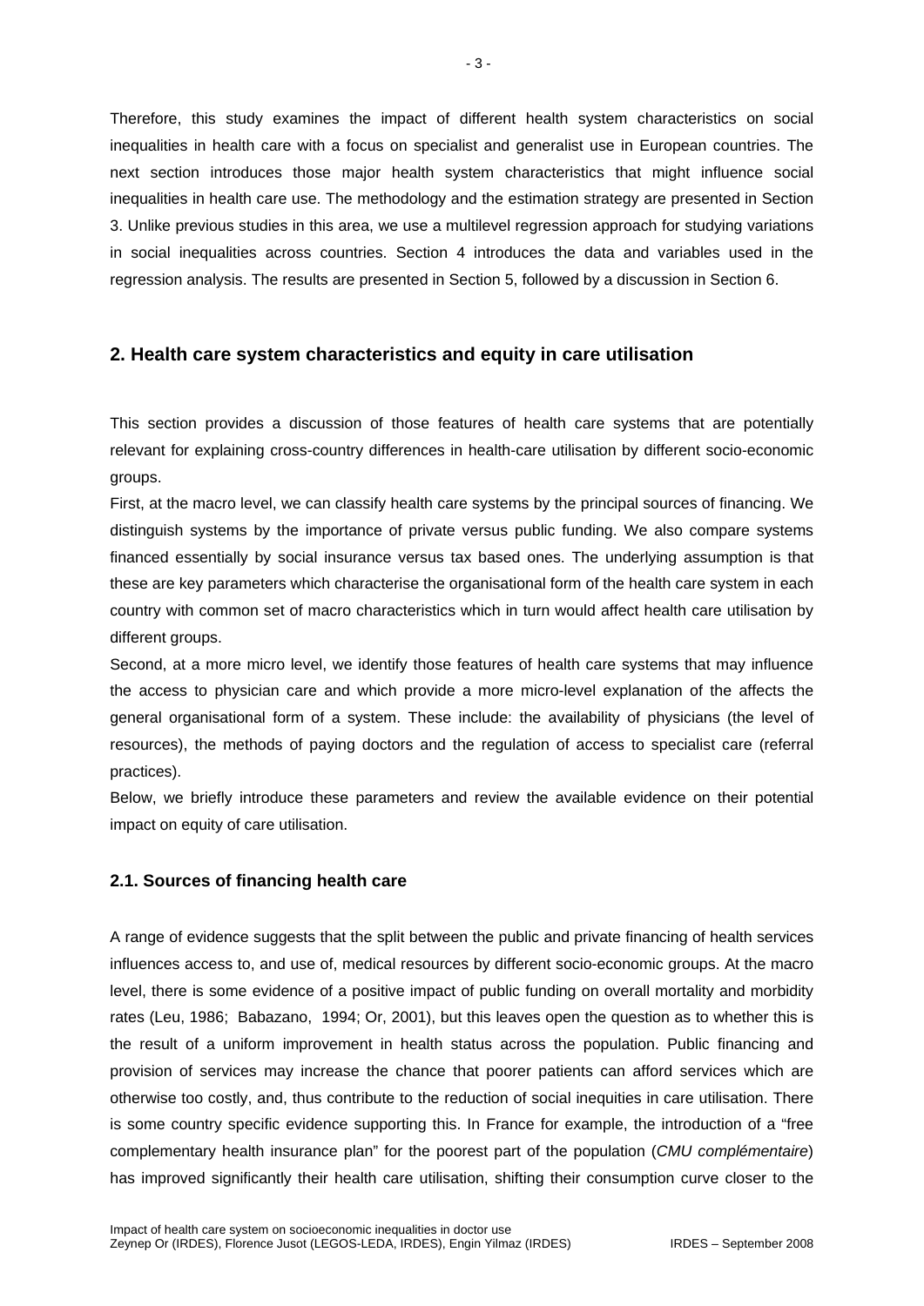Therefore, this study examines the impact of different health system characteristics on social inequalities in health care with a focus on specialist and generalist use in European countries. The next section introduces those major health system characteristics that might influence social inequalities in health care use. The methodology and the estimation strategy are presented in Section 3. Unlike previous studies in this area, we use a multilevel regression approach for studying variations in social inequalities across countries. Section 4 introduces the data and variables used in the regression analysis. The results are presented in Section 5, followed by a discussion in Section 6.

## 2. Health care system characteristics and equity in care utilisation

This section provides a discussion of those features of health care systems that are potentially relevant for explaining cross-country differences in health-care utilisation by different socio-economic groups.

First, at the macro level, we can classify health care systems by the principal sources of financing. We distinguish systems by the importance of private versus public funding. We also compare systems financed essentially by social insurance versus tax based ones. The underlying assumption is that these are key parameters which characterise the organisational form of the health care system in each country with common set of macro characteristics which in turn would affect health care utilisation by different groups.

Second, at a more micro level, we identify those features of health care systems that may influence the access to physician care and which provide a more micro-level explanation of the affects the general organisational form of a system. These include: the availability of physicians (the level of resources), the methods of paying doctors and the regulation of access to specialist care (referral practices).

Below, we briefly introduce these parameters and review the available evidence on their potential impact on equity of care utilisation.

### 2.1. Sources of financing health care

A range of evidence suggests that the split between the public and private financing of health services influences access to, and use of, medical resources by different socio-economic groups. At the macro level, there is some evidence of a positive impact of public funding on overall mortality and morbidity rates (Leu, 1986; Babazano, 1994; Or, 2001), but this leaves open the question as to whether this is the result of a uniform improvement in health status across the population. Public financing and provision of services may increase the chance that poorer patients can afford services which are otherwise too costly, and, thus contribute to the reduction of social inequities in care utilisation. There is some country specific evidence supporting this. In France for example, the introduction of a "free complementary health insurance plan" for the poorest part of the population (*CMU complémentaire*) has improved significantly their health care utilisation, shifting their consumption curve closer to the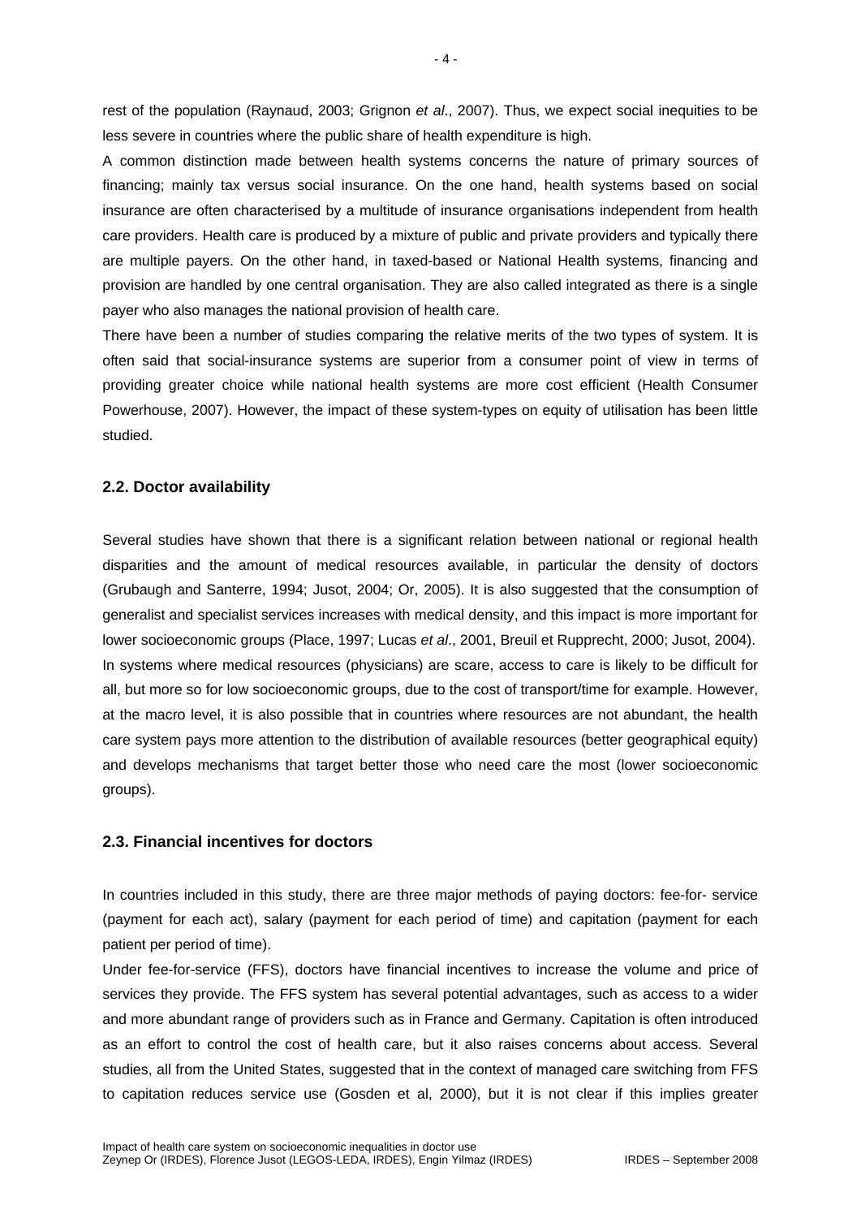rest of the population (Raynaud, 2003; Grignon *et al*., 2007). Thus, we expect social inequities to be less severe in countries where the public share of health expenditure is high.

A common distinction made between health systems concerns the nature of primary sources of financing; mainly tax versus social insurance. On the one hand, health systems based on social insurance are often characterised by a multitude of insurance organisations independent from health care providers. Health care is produced by a mixture of public and private providers and typically there are multiple payers. On the other hand, in taxed-based or National Health systems, financing and provision are handled by one central organisation. They are also called integrated as there is a single payer who also manages the national provision of health care.

There have been a number of studies comparing the relative merits of the two types of system. It is often said that social-insurance systems are superior from a consumer point of view in terms of providing greater choice while national health systems are more cost efficient (Health Consumer Powerhouse, 2007). However, the impact of these system-types on equity of utilisation has been little studied.

### 2.2. Doctor availability

Several studies have shown that there is a significant relation between national or regional health disparities and the amount of medical resources available, in particular the density of doctors (Grubaugh and Santerre, 1994; Jusot, 2004; Or, 2005). It is also suggested that the consumption of generalist and specialist services increases with medical density, and this impact is more important for lower socioeconomic groups (Place, 1997; Lucas *et al*., 2001, Breuil et Rupprecht, 2000; Jusot, 2004). In systems where medical resources (physicians) are scare, access to care is likely to be difficult for all, but more so for low socioeconomic groups, due to the cost of transport/time for example. However, at the macro level, it is also possible that in countries where resources are not abundant, the health care system pays more attention to the distribution of available resources (better geographical equity) and develops mechanisms that target better those who need care the most (lower socioeconomic groups).

### 2.3. Financial incentives for doctors

In countries included in this study, there are three major methods of paying doctors: fee-for- service (payment for each act), salary (payment for each period of time) and capitation (payment for each patient per period of time).

Under fee-for-service (FFS), doctors have financial incentives to increase the volume and price of services they provide. The FFS system has several potential advantages, such as access to a wider and more abundant range of providers such as in France and Germany. Capitation is often introduced as an effort to control the cost of health care, but it also raises concerns about access. Several studies, all from the United States, suggested that in the context of managed care switching from FFS to capitation reduces service use (Gosden et al, 2000), but it is not clear if this implies greater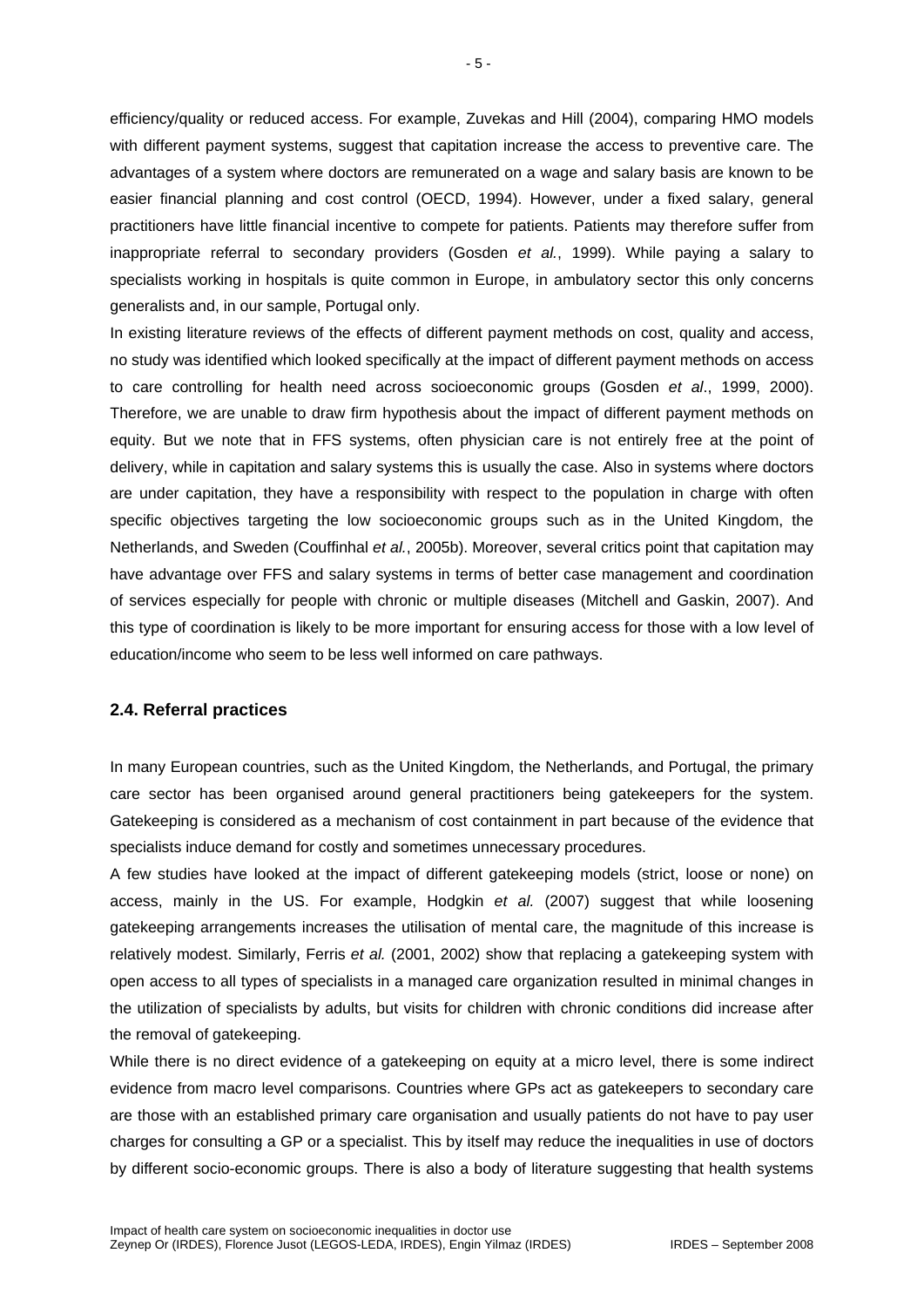efficiency/quality or reduced access. For example, Zuvekas and Hill (2004), comparing HMO models with different payment systems, suggest that capitation increase the access to preventive care. The advantages of a system where doctors are remunerated on a wage and salary basis are known to be easier financial planning and cost control (OECD, 1994). However, under a fixed salary, general practitioners have little financial incentive to compete for patients. Patients may therefore suffer from inappropriate referral to secondary providers (Gosden *et al.*, 1999). While paying a salary to specialists working in hospitals is quite common in Europe, in ambulatory sector this only concerns generalists and, in our sample, Portugal only.

In existing literature reviews of the effects of different payment methods on cost, quality and access, no study was identified which looked specifically at the impact of different payment methods on access to care controlling for health need across socioeconomic groups (Gosden *et al*., 1999, 2000). Therefore, we are unable to draw firm hypothesis about the impact of different payment methods on equity. But we note that in FFS systems, often physician care is not entirely free at the point of delivery, while in capitation and salary systems this is usually the case. Also in systems where doctors are under capitation, they have a responsibility with respect to the population in charge with often specific objectives targeting the low socioeconomic groups such as in the United Kingdom, the Netherlands, and Sweden (Couffinhal *et al.*, 2005b). Moreover, several critics point that capitation may have advantage over FFS and salary systems in terms of better case management and coordination of services especially for people with chronic or multiple diseases (Mitchell and Gaskin, 2007). And this type of coordination is likely to be more important for ensuring access for those with a low level of education/income who seem to be less well informed on care pathways.

### 2.4. Referral practices

In many European countries, such as the United Kingdom, the Netherlands, and Portugal, the primary care sector has been organised around general practitioners being gatekeepers for the system. Gatekeeping is considered as a mechanism of cost containment in part because of the evidence that specialists induce demand for costly and sometimes unnecessary procedures.

A few studies have looked at the impact of different gatekeeping models (strict, loose or none) on access, mainly in the US. For example, Hodgkin *et al.* (2007) suggest that while loosening gatekeeping arrangements increases the utilisation of mental care, the magnitude of this increase is relatively modest. Similarly, Ferris *et al.* (2001, 2002) show that replacing a gatekeeping system with open access to all types of specialists in a managed care organization resulted in minimal changes in the utilization of specialists by adults, but visits for children with chronic conditions did increase after the removal of gatekeeping.

While there is no direct evidence of a gatekeeping on equity at a micro level, there is some indirect evidence from macro level comparisons. Countries where GPs act as gatekeepers to secondary care are those with an established primary care organisation and usually patients do not have to pay user charges for consulting a GP or a specialist. This by itself may reduce the inequalities in use of doctors by different socio-economic groups. There is also a body of literature suggesting that health systems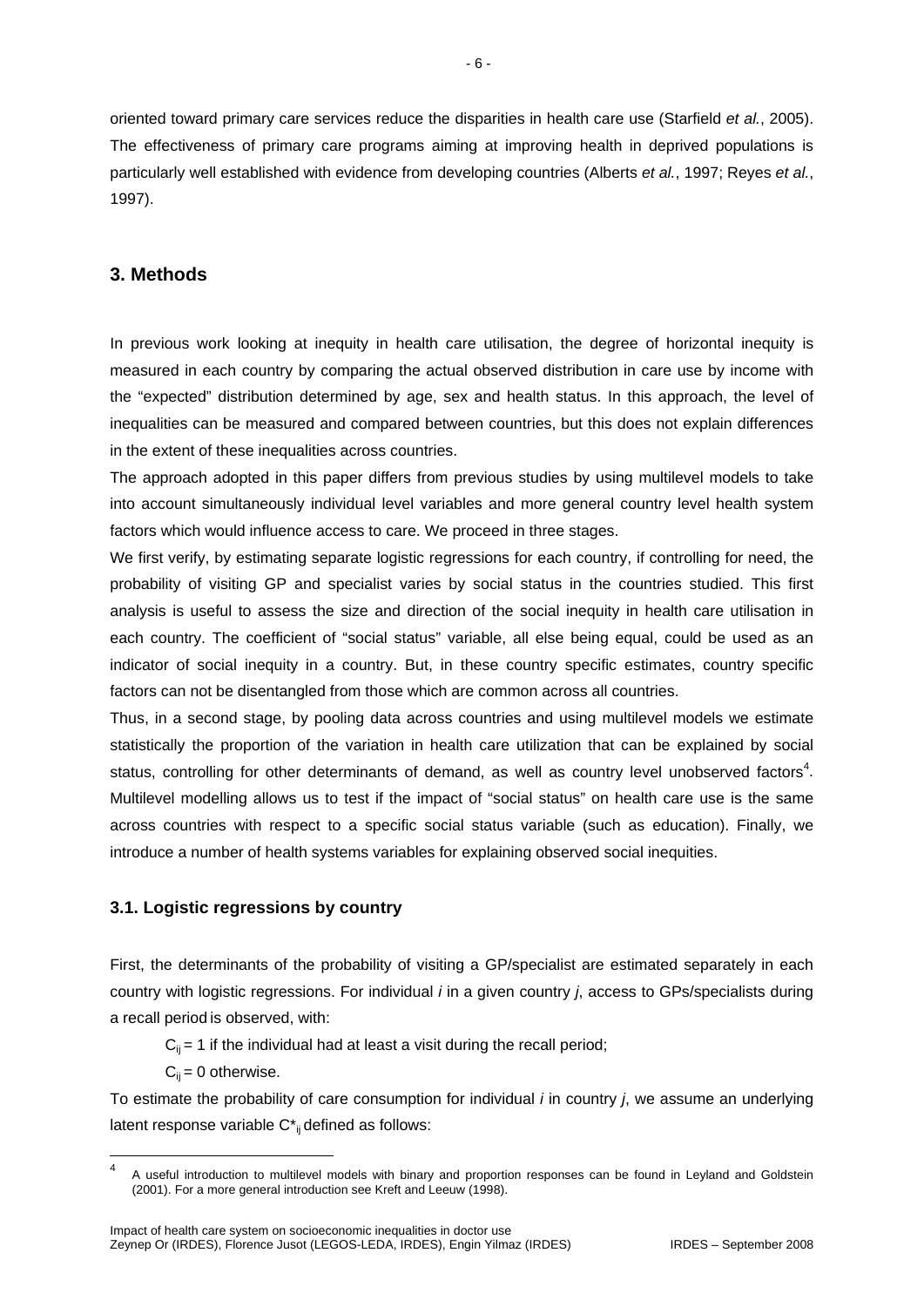oriented toward primary care services reduce the disparities in health care use (Starfield *et al.*, 2005). The effectiveness of primary care programs aiming at improving health in deprived populations is particularly well established with evidence from developing countries (Alberts *et al.*, 1997; Reyes *et al.*, 1997).

## 3. Methods

In previous work looking at inequity in health care utilisation, the degree of horizontal inequity is measured in each country by comparing the actual observed distribution in care use by income with the "expected" distribution determined by age, sex and health status. In this approach, the level of inequalities can be measured and compared between countries, but this does not explain differences in the extent of these inequalities across countries.

The approach adopted in this paper differs from previous studies by using multilevel models to take into account simultaneously individual level variables and more general country level health system factors which would influence access to care. We proceed in three stages.

We first verify, by estimating separate logistic regressions for each country, if controlling for need, the probability of visiting GP and specialist varies by social status in the countries studied. This first analysis is useful to assess the size and direction of the social inequity in health care utilisation in each country. The coefficient of "social status" variable, all else being equal, could be used as an indicator of social inequity in a country. But, in these country specific estimates, country specific factors can not be disentangled from those which are common across all countries.

Thus, in a second stage, by pooling data across countries and using multilevel models we estimate statistically the proportion of the variation in health care utilization that can be explained by social status, controlling for other determinants of demand, as well as country level unobserved factors[4]. Multilevel modelling allows us to test if the impact of "social status" on health care use is the same across countries with respect to a specific social status variable (such as education). Finally, we introduce a number of health systems variables for explaining observed social inequities.

### 3.1. Logistic regressions by country

First, the determinants of the probability of visiting a GP/specialist are estimated separately in each country with logistic regressions. For individual *i* in a given country *j*, access to GPs/specialists during a recall period is observed, with:

$C_{ij} = 1$ if the individual had at least a visit during the recall period;

$C_{ij} = 0$ otherwise.

To estimate the probability of care consumption for individual *i* in country *j*, we assume an underlying latent response variable $C^*_{ij}$ defined as follows:

[4] A useful introduction to multilevel models with binary and proportion responses can be found in Leyland and Goldstein (2001). For a more general introduction see Kreft and Leeuw (1998).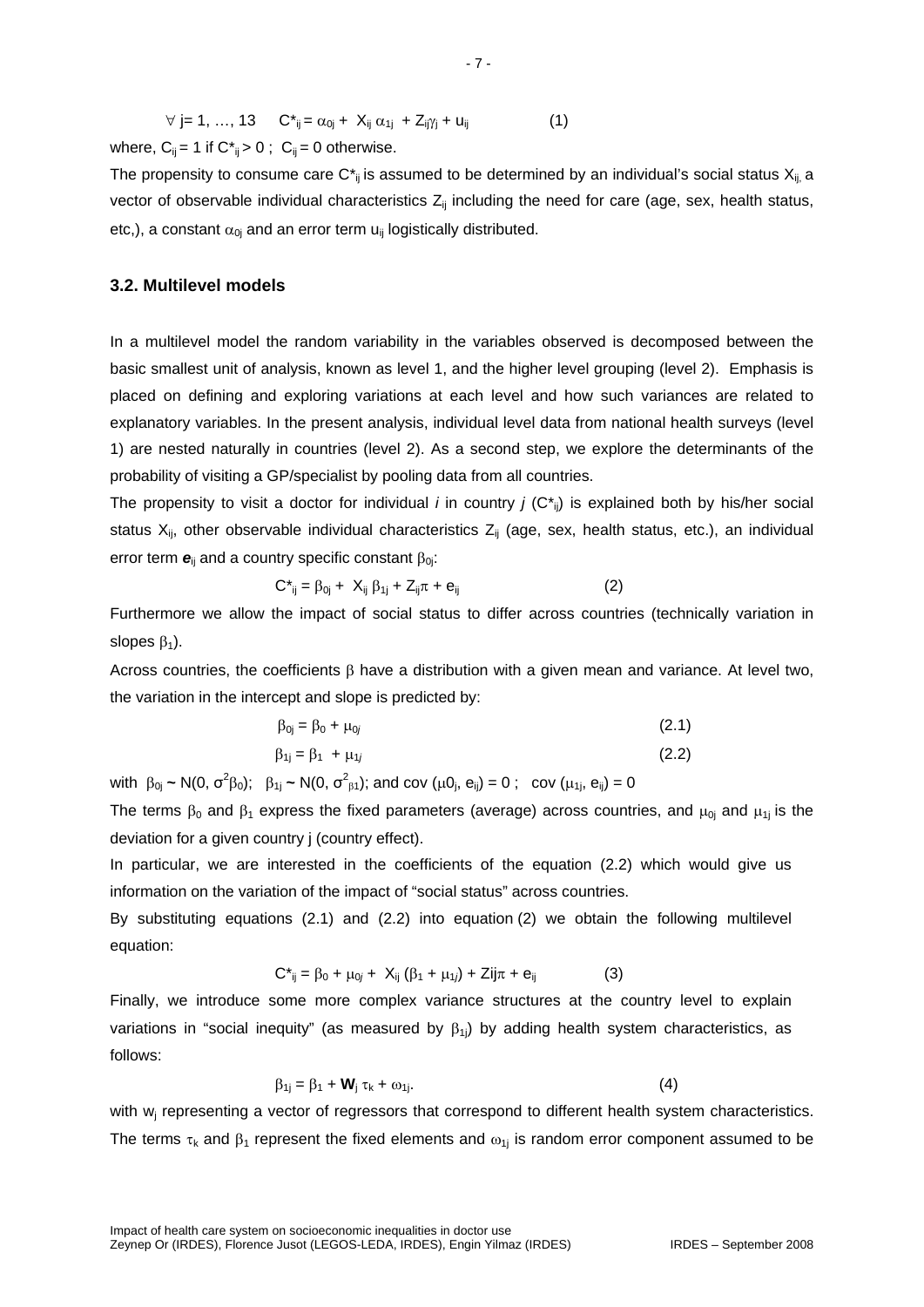$$\forall\ j= 1, \ldots, 13 \quad C^*_{ij} = \alpha_{0j} + X_{ij}\,\alpha_{1j} + Z_{ij}\gamma_j + u_{ij} \qquad (1)$$

where, $C_{ij} = 1$ if $C^*_{ij} > 0$ ; $C_{ij} = 0$ otherwise.

The propensity to consume care $C^*_{ij}$ is assumed to be determined by an individual's social status $X_{ij}$, a vector of observable individual characteristics $Z_{ij}$ including the need for care (age, sex, health status, etc,), a constant $\alpha_{0j}$ and an error term $u_{ij}$ logistically distributed.

### 3.2. Multilevel models

In a multilevel model the random variability in the variables observed is decomposed between the basic smallest unit of analysis, known as level 1, and the higher level grouping (level 2). Emphasis is placed on defining and exploring variations at each level and how such variances are related to explanatory variables. In the present analysis, individual level data from national health surveys (level 1) are nested naturally in countries (level 2). As a second step, we explore the determinants of the probability of visiting a GP/specialist by pooling data from all countries.

The propensity to visit a doctor for individual *i* in country *j* ($C^*_{ij}$) is explained both by his/her social status $X_{ij}$, other observable individual characteristics $Z_{ij}$ (age, sex, health status, etc.), an individual error term $\boldsymbol{e}_{ij}$ and a country specific constant $\beta_{0j}$:

$$C^*_{ij} = \beta_{0j} + X_{ij}\,\beta_{1j} + Z_{ij}\pi + e_{ij} \qquad (2)$$

Furthermore we allow the impact of social status to differ across countries (technically variation in slopes $\beta_1$).

Across countries, the coefficients $\beta$ have a distribution with a given mean and variance. At level two, the variation in the intercept and slope is predicted by:

$$\beta_{0j} = \beta_0 + \mu_{0j} \qquad (2.1)$$

$$\beta_{1j} = \beta_1 + \mu_{1j} \qquad (2.2)$$

with $\beta_{0j} \sim N(0, \sigma^2\beta_0)$; $\beta_{1j} \sim N(0, \sigma^2_{\beta 1})$; and $\text{cov}(\mu 0_j, e_{ij}) = 0$ ; $\text{cov}(\mu_{1j}, e_{ij}) = 0$

The terms $\beta_0$ and $\beta_1$ express the fixed parameters (average) across countries, and $\mu_{0j}$ and $\mu_{1j}$ is the deviation for a given country j (country effect).

In particular, we are interested in the coefficients of the equation (2.2) which would give us information on the variation of the impact of "social status" across countries.

By substituting equations (2.1) and (2.2) into equation (2) we obtain the following multilevel equation:

$$C^*_{ij} = \beta_0 + \mu_{0j} + X_{ij}\,(\beta_1 + \mu_{1j}) + Zij\pi + e_{ij} \qquad (3)$$

Finally, we introduce some more complex variance structures at the country level to explain variations in "social inequity" (as measured by $\beta_{1j}$) by adding health system characteristics, as follows:

$$\beta_{1j} = \beta_1 + \mathbf{W}_j\,\tau_k + \omega_{1j}. \qquad (4)$$

with $w_j$ representing a vector of regressors that correspond to different health system characteristics. The terms $\tau_k$ and $\beta_1$ represent the fixed elements and $\omega_{1j}$ is random error component assumed to be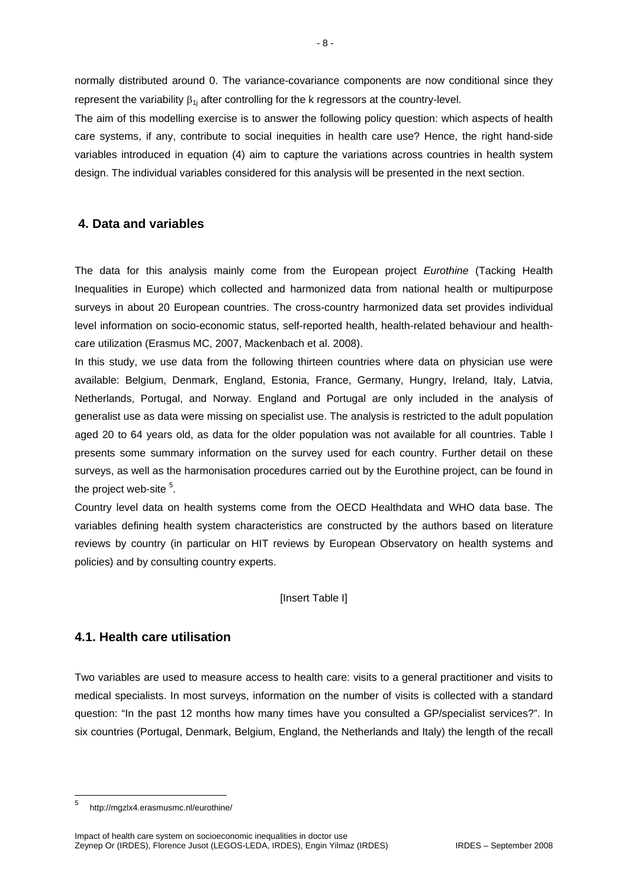normally distributed around 0. The variance-covariance components are now conditional since they represent the variability $\beta_{1j}$ after controlling for the k regressors at the country-level.

The aim of this modelling exercise is to answer the following policy question: which aspects of health care systems, if any, contribute to social inequities in health care use? Hence, the right hand-side variables introduced in equation (4) aim to capture the variations across countries in health system design. The individual variables considered for this analysis will be presented in the next section.

## 4. Data and variables

The data for this analysis mainly come from the European project *Eurothine* (Tacking Health Inequalities in Europe) which collected and harmonized data from national health or multipurpose surveys in about 20 European countries. The cross-country harmonized data set provides individual level information on socio-economic status, self-reported health, health-related behaviour and health-care utilization (Erasmus MC, 2007, Mackenbach et al. 2008).

In this study, we use data from the following thirteen countries where data on physician use were available: Belgium, Denmark, England, Estonia, France, Germany, Hungry, Ireland, Italy, Latvia, Netherlands, Portugal, and Norway. England and Portugal are only included in the analysis of generalist use as data were missing on specialist use. The analysis is restricted to the adult population aged 20 to 64 years old, as data for the older population was not available for all countries. Table I presents some summary information on the survey used for each country. Further detail on these surveys, as well as the harmonisation procedures carried out by the Eurothine project, can be found in the project web-site [5].

Country level data on health systems come from the OECD Healthdata and WHO data base. The variables defining health system characteristics are constructed by the authors based on literature reviews by country (in particular on HIT reviews by European Observatory on health systems and policies) and by consulting country experts.

[Insert Table I]

### 4.1. Health care utilisation

Two variables are used to measure access to health care: visits to a general practitioner and visits to medical specialists. In most surveys, information on the number of visits is collected with a standard question: "In the past 12 months how many times have you consulted a GP/specialist services?". In six countries (Portugal, Denmark, Belgium, England, the Netherlands and Italy) the length of the recall

[5] http://mgzlx4.erasmusmc.nl/eurothine/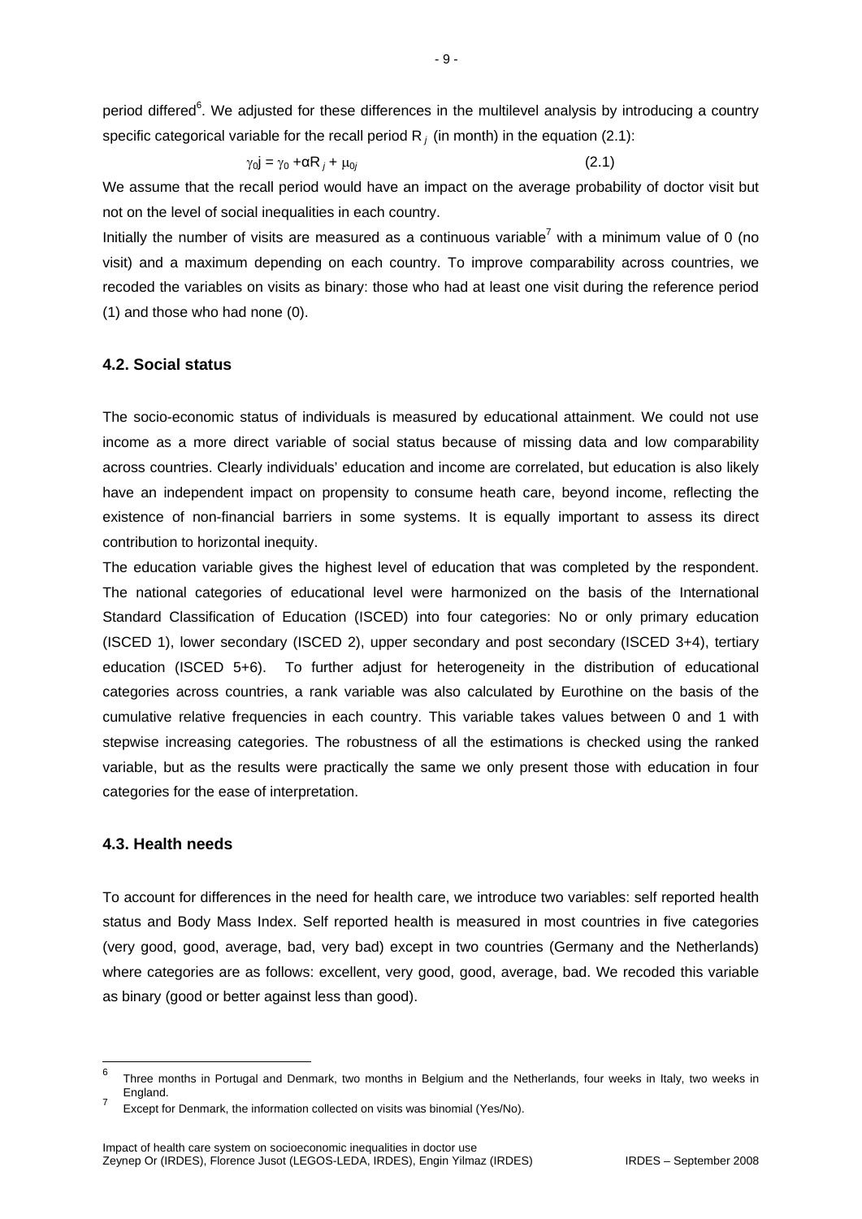period differed[6]. We adjusted for these differences in the multilevel analysis by introducing a country specific categorical variable for the recall period $R_j$ (in month) in the equation (2.1):

$$\gamma_{0j} = \gamma_0 + \alpha R_j + \mu_{0j} \qquad (2.1)$$

We assume that the recall period would have an impact on the average probability of doctor visit but not on the level of social inequalities in each country.

Initially the number of visits are measured as a continuous variable[7] with a minimum value of 0 (no visit) and a maximum depending on each country. To improve comparability across countries, we recoded the variables on visits as binary: those who had at least one visit during the reference period (1) and those who had none (0).

### 4.2. Social status

The socio-economic status of individuals is measured by educational attainment. We could not use income as a more direct variable of social status because of missing data and low comparability across countries. Clearly individuals' education and income are correlated, but education is also likely have an independent impact on propensity to consume heath care, beyond income, reflecting the existence of non-financial barriers in some systems. It is equally important to assess its direct contribution to horizontal inequity.

The education variable gives the highest level of education that was completed by the respondent. The national categories of educational level were harmonized on the basis of the International Standard Classification of Education (ISCED) into four categories: No or only primary education (ISCED 1), lower secondary (ISCED 2), upper secondary and post secondary (ISCED 3+4), tertiary education (ISCED 5+6). To further adjust for heterogeneity in the distribution of educational categories across countries, a rank variable was also calculated by Eurothine on the basis of the cumulative relative frequencies in each country. This variable takes values between 0 and 1 with stepwise increasing categories. The robustness of all the estimations is checked using the ranked variable, but as the results were practically the same we only present those with education in four categories for the ease of interpretation.

### 4.3. Health needs

To account for differences in the need for health care, we introduce two variables: self reported health status and Body Mass Index. Self reported health is measured in most countries in five categories (very good, good, average, bad, very bad) except in two countries (Germany and the Netherlands) where categories are as follows: excellent, very good, good, average, bad. We recoded this variable as binary (good or better against less than good).

---

[6] Three months in Portugal and Denmark, two months in Belgium and the Netherlands, four weeks in Italy, two weeks in England.

[7] Except for Denmark, the information collected on visits was binomial (Yes/No).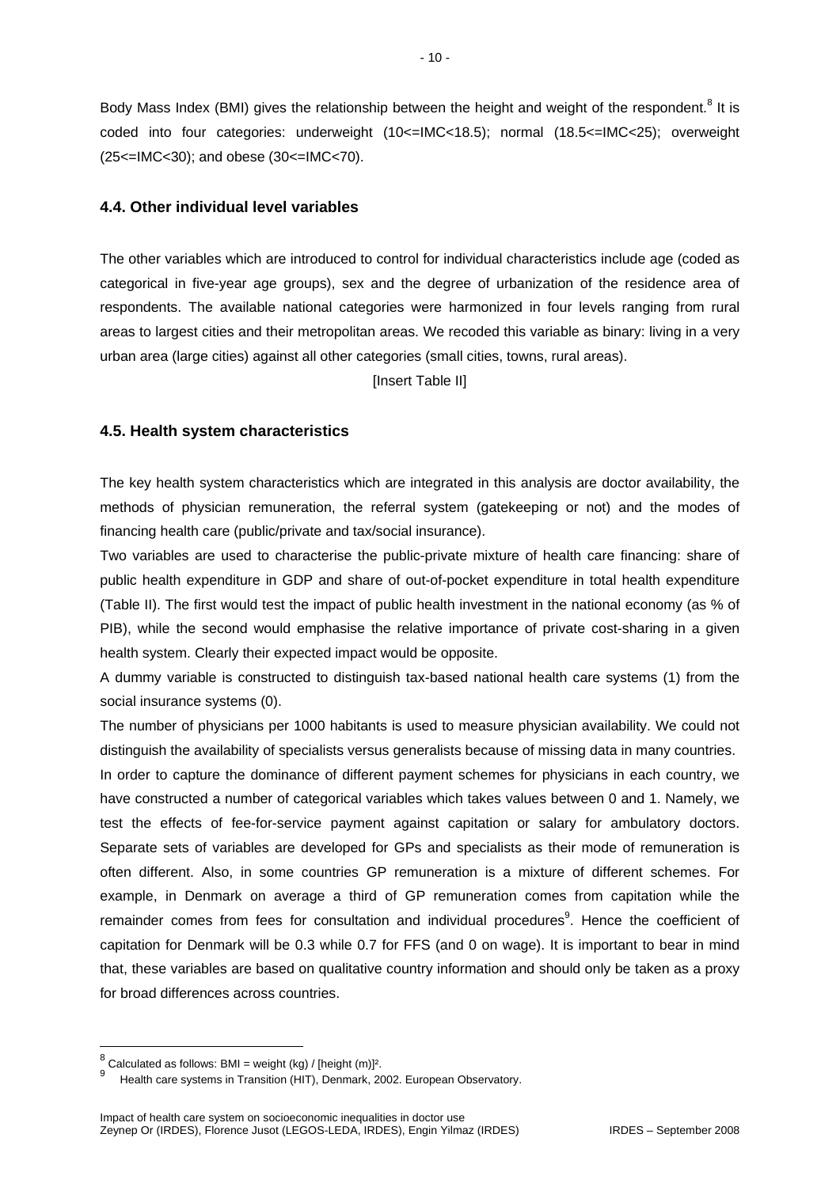Body Mass Index (BMI) gives the relationship between the height and weight of the respondent.[8] It is coded into four categories: underweight (10<=IMC<18.5); normal (18.5<=IMC<25); overweight (25<=IMC<30); and obese (30<=IMC<70).

### 4.4. Other individual level variables

The other variables which are introduced to control for individual characteristics include age (coded as categorical in five-year age groups), sex and the degree of urbanization of the residence area of respondents. The available national categories were harmonized in four levels ranging from rural areas to largest cities and their metropolitan areas. We recoded this variable as binary: living in a very urban area (large cities) against all other categories (small cities, towns, rural areas).

[Insert Table II]

### 4.5. Health system characteristics

The key health system characteristics which are integrated in this analysis are doctor availability, the methods of physician remuneration, the referral system (gatekeeping or not) and the modes of financing health care (public/private and tax/social insurance).

Two variables are used to characterise the public-private mixture of health care financing: share of public health expenditure in GDP and share of out-of-pocket expenditure in total health expenditure (Table II). The first would test the impact of public health investment in the national economy (as % of PIB), while the second would emphasise the relative importance of private cost-sharing in a given health system. Clearly their expected impact would be opposite.

A dummy variable is constructed to distinguish tax-based national health care systems (1) from the social insurance systems (0).

The number of physicians per 1000 habitants is used to measure physician availability. We could not distinguish the availability of specialists versus generalists because of missing data in many countries.

In order to capture the dominance of different payment schemes for physicians in each country, we have constructed a number of categorical variables which takes values between 0 and 1. Namely, we test the effects of fee-for-service payment against capitation or salary for ambulatory doctors. Separate sets of variables are developed for GPs and specialists as their mode of remuneration is often different. Also, in some countries GP remuneration is a mixture of different schemes. For example, in Denmark on average a third of GP remuneration comes from capitation while the remainder comes from fees for consultation and individual procedures[9]. Hence the coefficient of capitation for Denmark will be 0.3 while 0.7 for FFS (and 0 on wage). It is important to bear in mind that, these variables are based on qualitative country information and should only be taken as a proxy for broad differences across countries.

---

[8] Calculated as follows: BMI = weight (kg) / [height (m)]².

[9] Health care systems in Transition (HIT), Denmark, 2002. European Observatory.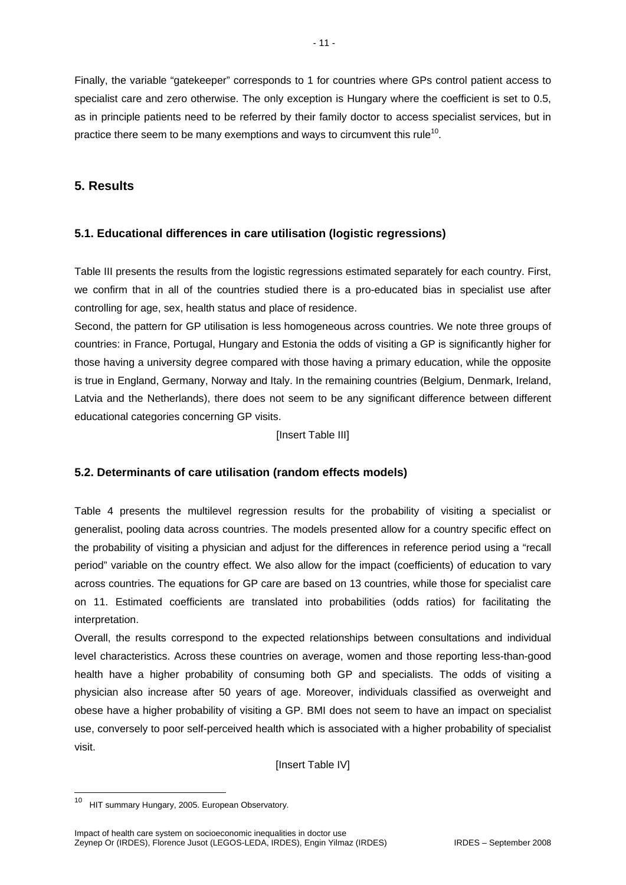Finally, the variable "gatekeeper" corresponds to 1 for countries where GPs control patient access to specialist care and zero otherwise. The only exception is Hungary where the coefficient is set to 0.5, as in principle patients need to be referred by their family doctor to access specialist services, but in practice there seem to be many exemptions and ways to circumvent this rule[10].

## 5. Results

### 5.1. Educational differences in care utilisation (logistic regressions)

Table III presents the results from the logistic regressions estimated separately for each country. First, we confirm that in all of the countries studied there is a pro-educated bias in specialist use after controlling for age, sex, health status and place of residence.

Second, the pattern for GP utilisation is less homogeneous across countries. We note three groups of countries: in France, Portugal, Hungary and Estonia the odds of visiting a GP is significantly higher for those having a university degree compared with those having a primary education, while the opposite is true in England, Germany, Norway and Italy. In the remaining countries (Belgium, Denmark, Ireland, Latvia and the Netherlands), there does not seem to be any significant difference between different educational categories concerning GP visits.

[Insert Table III]

### 5.2. Determinants of care utilisation (random effects models)

Table 4 presents the multilevel regression results for the probability of visiting a specialist or generalist, pooling data across countries. The models presented allow for a country specific effect on the probability of visiting a physician and adjust for the differences in reference period using a "recall period" variable on the country effect. We also allow for the impact (coefficients) of education to vary across countries. The equations for GP care are based on 13 countries, while those for specialist care on 11. Estimated coefficients are translated into probabilities (odds ratios) for facilitating the interpretation.

Overall, the results correspond to the expected relationships between consultations and individual level characteristics. Across these countries on average, women and those reporting less-than-good health have a higher probability of consuming both GP and specialists. The odds of visiting a physician also increase after 50 years of age. Moreover, individuals classified as overweight and obese have a higher probability of visiting a GP. BMI does not seem to have an impact on specialist use, conversely to poor self-perceived health which is associated with a higher probability of specialist visit.

[Insert Table IV]

---

[10] HIT summary Hungary, 2005. European Observatory.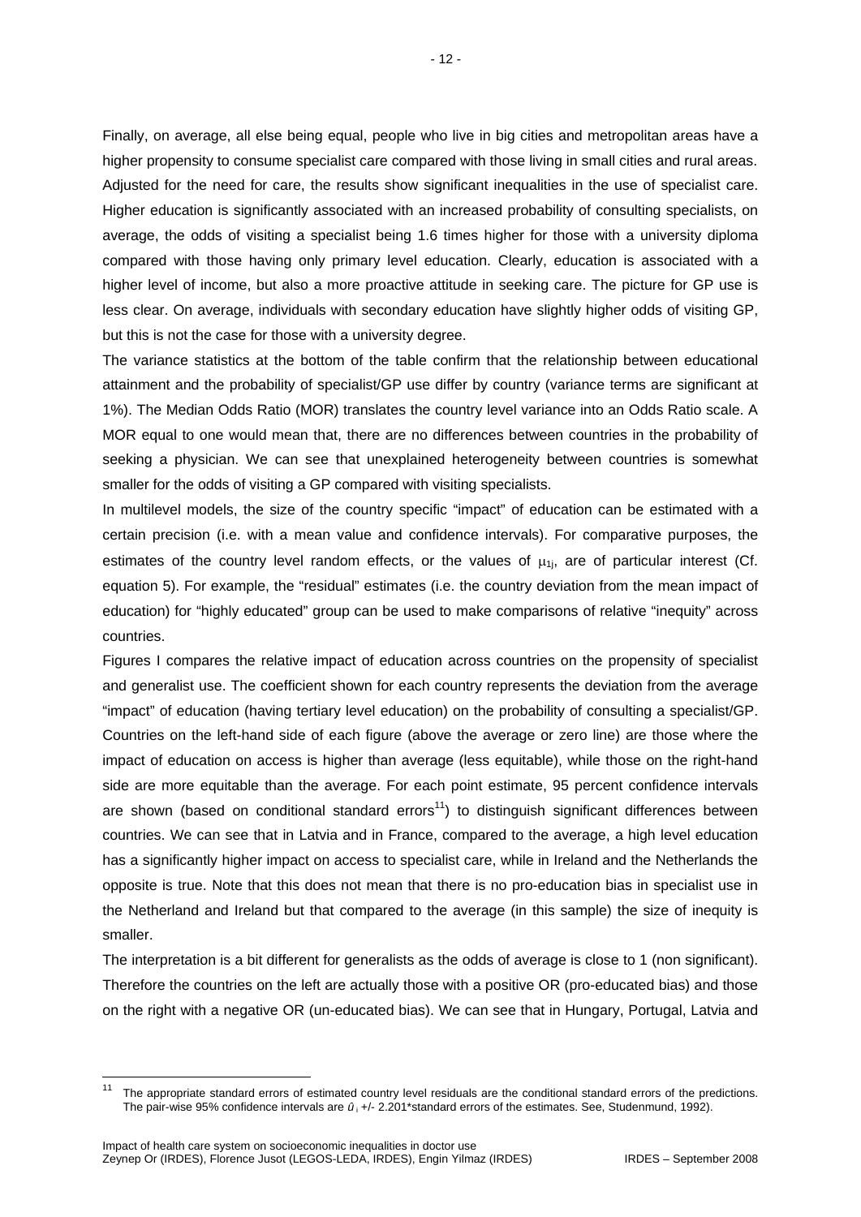Finally, on average, all else being equal, people who live in big cities and metropolitan areas have a higher propensity to consume specialist care compared with those living in small cities and rural areas. Adjusted for the need for care, the results show significant inequalities in the use of specialist care. Higher education is significantly associated with an increased probability of consulting specialists, on average, the odds of visiting a specialist being 1.6 times higher for those with a university diploma compared with those having only primary level education. Clearly, education is associated with a higher level of income, but also a more proactive attitude in seeking care. The picture for GP use is less clear. On average, individuals with secondary education have slightly higher odds of visiting GP, but this is not the case for those with a university degree.

The variance statistics at the bottom of the table confirm that the relationship between educational attainment and the probability of specialist/GP use differ by country (variance terms are significant at 1%). The Median Odds Ratio (MOR) translates the country level variance into an Odds Ratio scale. A MOR equal to one would mean that, there are no differences between countries in the probability of seeking a physician. We can see that unexplained heterogeneity between countries is somewhat smaller for the odds of visiting a GP compared with visiting specialists.

In multilevel models, the size of the country specific "impact" of education can be estimated with a certain precision (i.e. with a mean value and confidence intervals). For comparative purposes, the estimates of the country level random effects, or the values of $\mu_{1j}$, are of particular interest (Cf. equation 5). For example, the "residual" estimates (i.e. the country deviation from the mean impact of education) for "highly educated" group can be used to make comparisons of relative "inequity" across countries.

Figures I compares the relative impact of education across countries on the propensity of specialist and generalist use. The coefficient shown for each country represents the deviation from the average "impact" of education (having tertiary level education) on the probability of consulting a specialist/GP. Countries on the left-hand side of each figure (above the average or zero line) are those where the impact of education on access is higher than average (less equitable), while those on the right-hand side are more equitable than the average. For each point estimate, 95 percent confidence intervals are shown (based on conditional standard errors[11]) to distinguish significant differences between countries. We can see that in Latvia and in France, compared to the average, a high level education has a significantly higher impact on access to specialist care, while in Ireland and the Netherlands the opposite is true. Note that this does not mean that there is no pro-education bias in specialist use in the Netherland and Ireland but that compared to the average (in this sample) the size of inequity is smaller.

The interpretation is a bit different for generalists as the odds of average is close to 1 (non significant). Therefore the countries on the left are actually those with a positive OR (pro-educated bias) and those on the right with a negative OR (un-educated bias). We can see that in Hungary, Portugal, Latvia and

---

[11] The appropriate standard errors of estimated country level residuals are the conditional standard errors of the predictions. The pair-wise 95% confidence intervals are $\hat{u}_i$ +/- 2.201*standard errors of the estimates. See, Studenmund, 1992).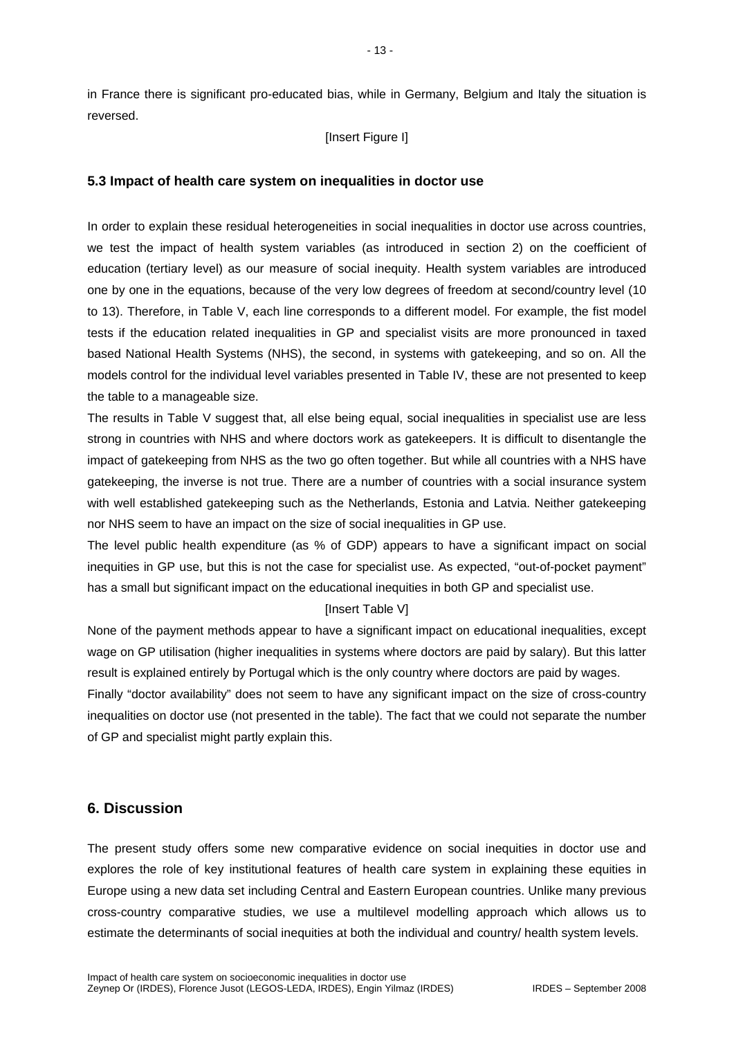in France there is significant pro-educated bias, while in Germany, Belgium and Italy the situation is reversed.

[Insert Figure I]

### 5.3 Impact of health care system on inequalities in doctor use

In order to explain these residual heterogeneities in social inequalities in doctor use across countries, we test the impact of health system variables (as introduced in section 2) on the coefficient of education (tertiary level) as our measure of social inequity. Health system variables are introduced one by one in the equations, because of the very low degrees of freedom at second/country level (10 to 13). Therefore, in Table V, each line corresponds to a different model. For example, the fist model tests if the education related inequalities in GP and specialist visits are more pronounced in taxed based National Health Systems (NHS), the second, in systems with gatekeeping, and so on. All the models control for the individual level variables presented in Table IV, these are not presented to keep the table to a manageable size.

The results in Table V suggest that, all else being equal, social inequalities in specialist use are less strong in countries with NHS and where doctors work as gatekeepers. It is difficult to disentangle the impact of gatekeeping from NHS as the two go often together. But while all countries with a NHS have gatekeeping, the inverse is not true. There are a number of countries with a social insurance system with well established gatekeeping such as the Netherlands, Estonia and Latvia. Neither gatekeeping nor NHS seem to have an impact on the size of social inequalities in GP use.

The level public health expenditure (as % of GDP) appears to have a significant impact on social inequities in GP use, but this is not the case for specialist use. As expected, "out-of-pocket payment" has a small but significant impact on the educational inequities in both GP and specialist use.

[Insert Table V]

None of the payment methods appear to have a significant impact on educational inequalities, except wage on GP utilisation (higher inequalities in systems where doctors are paid by salary). But this latter result is explained entirely by Portugal which is the only country where doctors are paid by wages.

Finally "doctor availability" does not seem to have any significant impact on the size of cross-country inequalities on doctor use (not presented in the table). The fact that we could not separate the number of GP and specialist might partly explain this.

## 6. Discussion

The present study offers some new comparative evidence on social inequities in doctor use and explores the role of key institutional features of health care system in explaining these equities in Europe using a new data set including Central and Eastern European countries. Unlike many previous cross-country comparative studies, we use a multilevel modelling approach which allows us to estimate the determinants of social inequities at both the individual and country/ health system levels.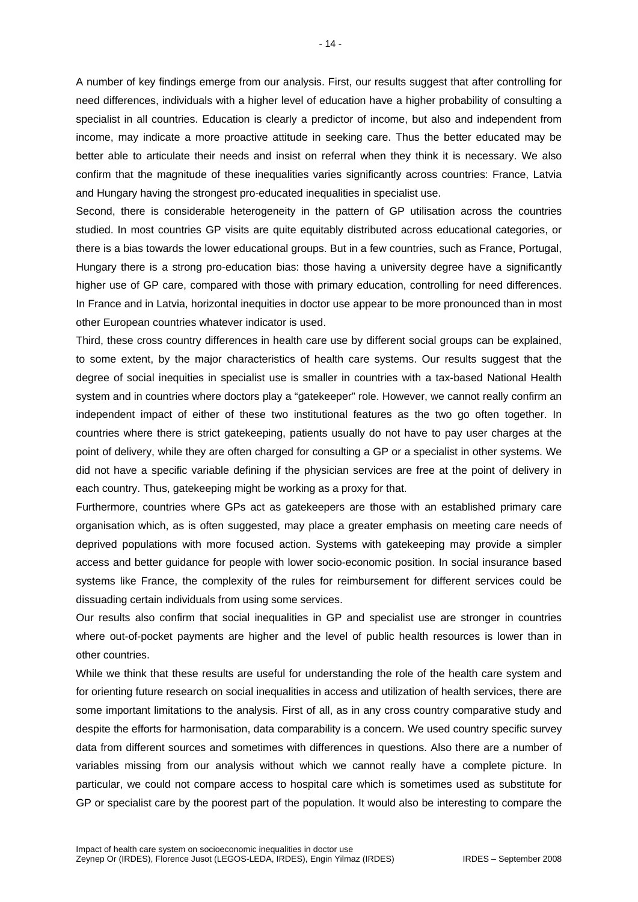A number of key findings emerge from our analysis. First, our results suggest that after controlling for need differences, individuals with a higher level of education have a higher probability of consulting a specialist in all countries. Education is clearly a predictor of income, but also and independent from income, may indicate a more proactive attitude in seeking care. Thus the better educated may be better able to articulate their needs and insist on referral when they think it is necessary. We also confirm that the magnitude of these inequalities varies significantly across countries: France, Latvia and Hungary having the strongest pro-educated inequalities in specialist use.

Second, there is considerable heterogeneity in the pattern of GP utilisation across the countries studied. In most countries GP visits are quite equitably distributed across educational categories, or there is a bias towards the lower educational groups. But in a few countries, such as France, Portugal, Hungary there is a strong pro-education bias: those having a university degree have a significantly higher use of GP care, compared with those with primary education, controlling for need differences. In France and in Latvia, horizontal inequities in doctor use appear to be more pronounced than in most other European countries whatever indicator is used.

Third, these cross country differences in health care use by different social groups can be explained, to some extent, by the major characteristics of health care systems. Our results suggest that the degree of social inequities in specialist use is smaller in countries with a tax-based National Health system and in countries where doctors play a "gatekeeper" role. However, we cannot really confirm an independent impact of either of these two institutional features as the two go often together. In countries where there is strict gatekeeping, patients usually do not have to pay user charges at the point of delivery, while they are often charged for consulting a GP or a specialist in other systems. We did not have a specific variable defining if the physician services are free at the point of delivery in each country. Thus, gatekeeping might be working as a proxy for that.

Furthermore, countries where GPs act as gatekeepers are those with an established primary care organisation which, as is often suggested, may place a greater emphasis on meeting care needs of deprived populations with more focused action. Systems with gatekeeping may provide a simpler access and better guidance for people with lower socio-economic position. In social insurance based systems like France, the complexity of the rules for reimbursement for different services could be dissuading certain individuals from using some services.

Our results also confirm that social inequalities in GP and specialist use are stronger in countries where out-of-pocket payments are higher and the level of public health resources is lower than in other countries.

While we think that these results are useful for understanding the role of the health care system and for orienting future research on social inequalities in access and utilization of health services, there are some important limitations to the analysis. First of all, as in any cross country comparative study and despite the efforts for harmonisation, data comparability is a concern. We used country specific survey data from different sources and sometimes with differences in questions. Also there are a number of variables missing from our analysis without which we cannot really have a complete picture. In particular, we could not compare access to hospital care which is sometimes used as substitute for GP or specialist care by the poorest part of the population. It would also be interesting to compare the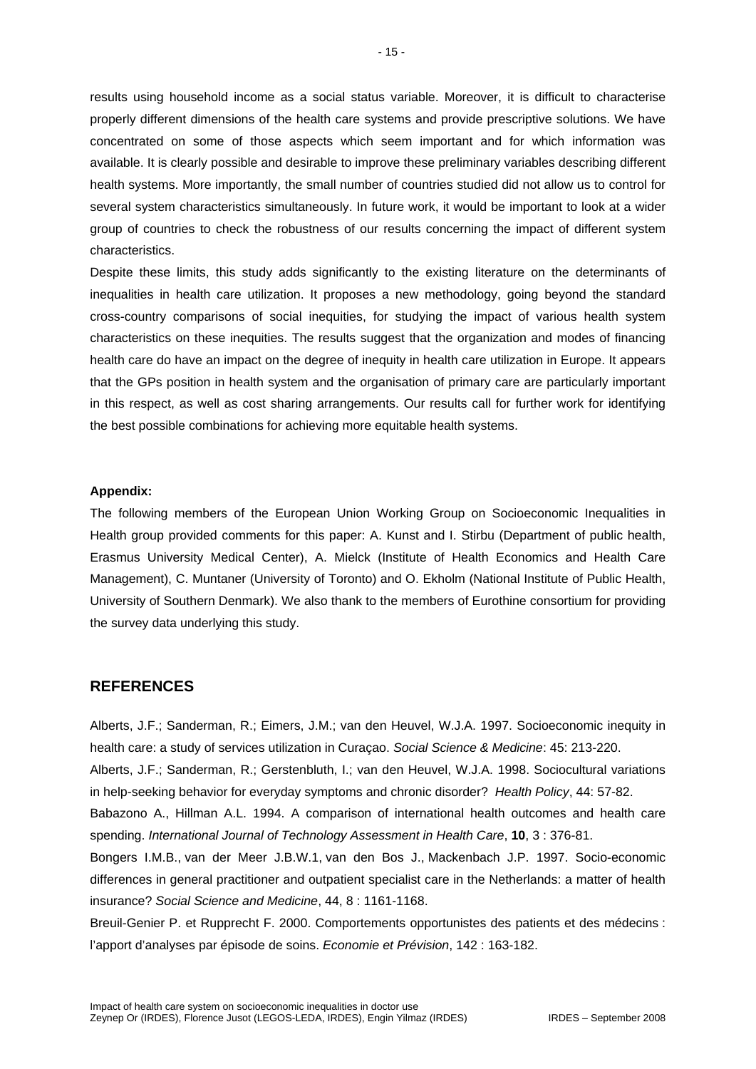results using household income as a social status variable. Moreover, it is difficult to characterise properly different dimensions of the health care systems and provide prescriptive solutions. We have concentrated on some of those aspects which seem important and for which information was available. It is clearly possible and desirable to improve these preliminary variables describing different health systems. More importantly, the small number of countries studied did not allow us to control for several system characteristics simultaneously. In future work, it would be important to look at a wider group of countries to check the robustness of our results concerning the impact of different system characteristics.

Despite these limits, this study adds significantly to the existing literature on the determinants of inequalities in health care utilization. It proposes a new methodology, going beyond the standard cross-country comparisons of social inequities, for studying the impact of various health system characteristics on these inequities. The results suggest that the organization and modes of financing health care do have an impact on the degree of inequity in health care utilization in Europe. It appears that the GPs position in health system and the organisation of primary care are particularly important in this respect, as well as cost sharing arrangements. Our results call for further work for identifying the best possible combinations for achieving more equitable health systems.

**Appendix:**

The following members of the European Union Working Group on Socioeconomic Inequalities in Health group provided comments for this paper: A. Kunst and I. Stirbu (Department of public health, Erasmus University Medical Center), A. Mielck (Institute of Health Economics and Health Care Management), C. Muntaner (University of Toronto) and O. Ekholm (National Institute of Public Health, University of Southern Denmark). We also thank to the members of Eurothine consortium for providing the survey data underlying this study.

## REFERENCES

Alberts, J.F.; Sanderman, R.; Eimers, J.M.; van den Heuvel, W.J.A. 1997. Socioeconomic inequity in health care: a study of services utilization in Curaçao. *Social Science & Medicine*: 45: 213-220.

Alberts, J.F.; Sanderman, R.; Gerstenbluth, I.; van den Heuvel, W.J.A. 1998. Sociocultural variations in help-seeking behavior for everyday symptoms and chronic disorder? *Health Policy*, 44: 57-82.

Babazono A., Hillman A.L. 1994. A comparison of international health outcomes and health care spending. *International Journal of Technology Assessment in Health Care*, **10**, 3 : 376-81.

Bongers I.M.B., van der Meer J.B.W.1, van den Bos J., Mackenbach J.P. 1997. Socio-economic differences in general practitioner and outpatient specialist care in the Netherlands: a matter of health insurance? *Social Science and Medicine*, 44, 8 : 1161-1168.

Breuil-Genier P. et Rupprecht F. 2000. Comportements opportunistes des patients et des médecins : l'apport d'analyses par épisode de soins. *Economie et Prévision*, 142 : 163-182.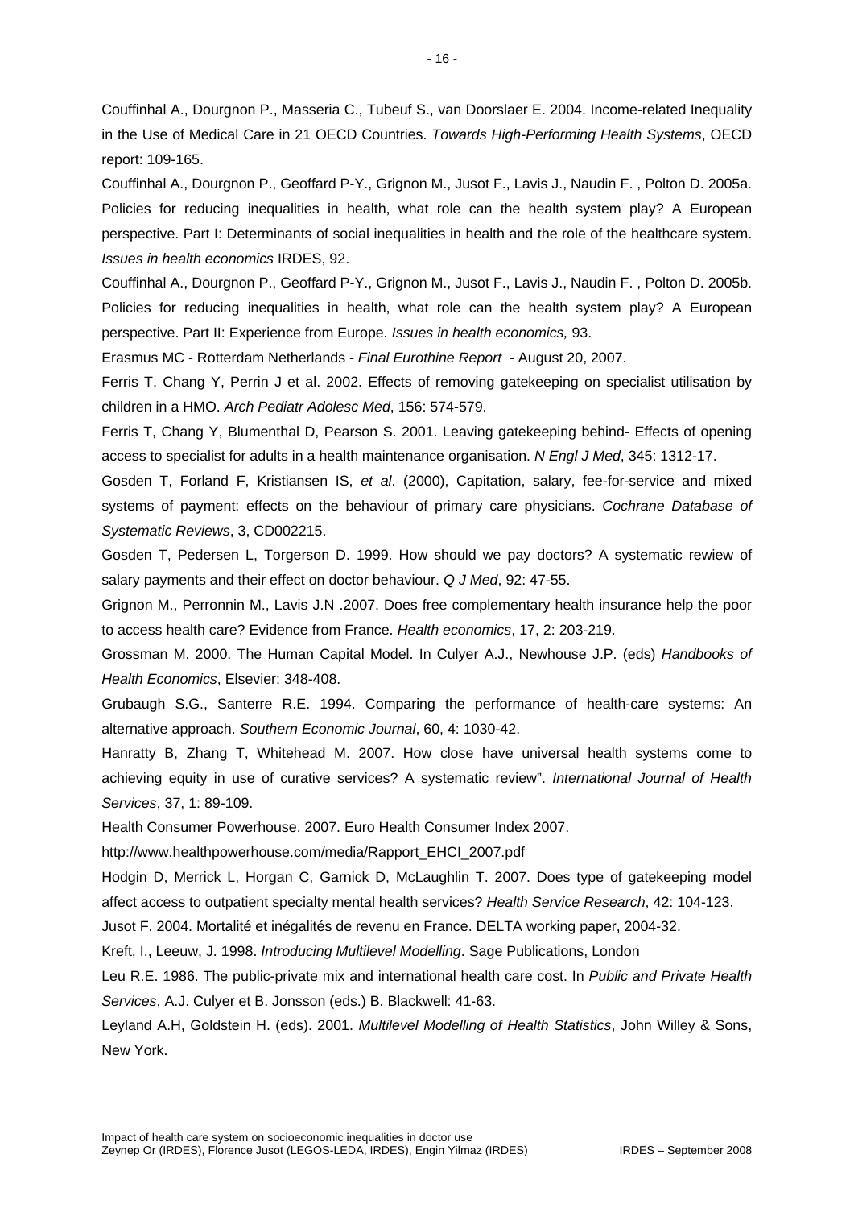Couffinhal A., Dourgnon P., Masseria C., Tubeuf S., van Doorslaer E. 2004. Income-related Inequality in the Use of Medical Care in 21 OECD Countries. *Towards High-Performing Health Systems*, OECD report: 109-165.

Couffinhal A., Dourgnon P., Geoffard P-Y., Grignon M., Jusot F., Lavis J., Naudin F. , Polton D. 2005a. Policies for reducing inequalities in health, what role can the health system play? A European perspective. Part I: Determinants of social inequalities in health and the role of the healthcare system. *Issues in health economics* IRDES, 92.

Couffinhal A., Dourgnon P., Geoffard P-Y., Grignon M., Jusot F., Lavis J., Naudin F. , Polton D. 2005b. Policies for reducing inequalities in health, what role can the health system play? A European perspective. Part II: Experience from Europe*. Issues in health economics,* 93.

Erasmus MC - Rotterdam Netherlands - *Final Eurothine Report* - August 20, 2007.

Ferris T, Chang Y, Perrin J et al. 2002. Effects of removing gatekeeping on specialist utilisation by children in a HMO. *Arch Pediatr Adolesc Med*, 156: 574-579.

Ferris T, Chang Y, Blumenthal D, Pearson S. 2001. Leaving gatekeeping behind- Effects of opening access to specialist for adults in a health maintenance organisation. *N Engl J Med*, 345: 1312-17.

Gosden T, Forland F, Kristiansen IS, *et al*. (2000), Capitation, salary, fee-for-service and mixed systems of payment: effects on the behaviour of primary care physicians. *Cochrane Database of Systematic Reviews*, 3, CD002215.

Gosden T, Pedersen L, Torgerson D. 1999. How should we pay doctors? A systematic rewiew of salary payments and their effect on doctor behaviour. *Q J Med*, 92: 47-55.

Grignon M., Perronnin M., Lavis J.N .2007. Does free complementary health insurance help the poor to access health care? Evidence from France. *Health economics*, 17, 2: 203-219.

Grossman M. 2000. The Human Capital Model. In Culyer A.J., Newhouse J.P. (eds) *Handbooks of Health Economics*, Elsevier: 348-408.

Grubaugh S.G., Santerre R.E. 1994. Comparing the performance of health-care systems: An alternative approach. *Southern Economic Journal*, 60, 4: 1030-42.

Hanratty B, Zhang T, Whitehead M. 2007. How close have universal health systems come to achieving equity in use of curative services? A systematic review". *International Journal of Health Services*, 37, 1: 89-109.

Health Consumer Powerhouse. 2007. Euro Health Consumer Index 2007.

http://www.healthpowerhouse.com/media/Rapport_EHCI_2007.pdf

Hodgin D, Merrick L, Horgan C, Garnick D, McLaughlin T. 2007. Does type of gatekeeping model affect access to outpatient specialty mental health services? *Health Service Research*, 42: 104-123.

Jusot F. 2004. Mortalité et inégalités de revenu en France. DELTA working paper, 2004-32.

Kreft, I., Leeuw, J. 1998. *Introducing Multilevel Modelling*. Sage Publications, London

Leu R.E. 1986. The public-private mix and international health care cost. In *Public and Private Health Services*, A.J. Culyer et B. Jonsson (eds.) B. Blackwell: 41-63.

Leyland A.H, Goldstein H. (eds). 2001. *Multilevel Modelling of Health Statistics*, John Willey & Sons, New York.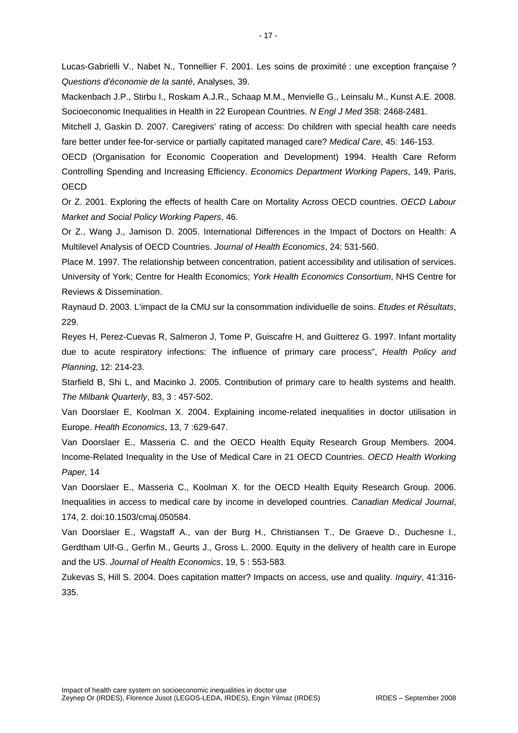Lucas-Gabrielli V., Nabet N., Tonnellier F. 2001. Les soins de proximité : une exception française ? *Questions d'économie de la santé*, Analyses, 39.

Mackenbach J.P., Stirbu I., Roskam A.J.R., Schaap M.M., Menvielle G., Leinsalu M., Kunst A.E. 2008. Socioeconomic Inequalities in Health in 22 European Countries. *N Engl J Med* 358: 2468-2481.

Mitchell J, Gaskin D. 2007. Caregivers' rating of access: Do children with special health care needs fare better under fee-for-service or partially capitated managed care? *Medical Care*, 45: 146-153.

OECD (Organisation for Economic Cooperation and Development) 1994. Health Care Reform Controlling Spending and Increasing Efficiency. *Economics Department Working Papers*, 149, Paris, OECD

Or Z. 2001. Exploring the effects of health Care on Mortality Across OECD countries. *OECD Labour Market and Social Policy Working Papers*, 46.

Or Z., Wang J., Jamison D. 2005. International Differences in the Impact of Doctors on Health: A Multilevel Analysis of OECD Countries. *Journal of Health Economics*, 24: 531-560.

Place M. 1997. The relationship between concentration, patient accessibility and utilisation of services. University of York; Centre for Health Economics; *York Health Economics Consortium*, NHS Centre for Reviews & Dissemination.

Raynaud D. 2003. L'impact de la CMU sur la consommation individuelle de soins. *Etudes et Résultats*, 229.

Reyes H, Perez-Cuevas R, Salmeron J, Tome P, Guiscafre H, and Guitterez G. 1997. Infant mortality due to acute respiratory infections: The influence of primary care process", *Health Policy and Planning*, 12: 214-23.

Starfield B, Shi L, and Macinko J. 2005. Contribution of primary care to health systems and health. *The Milbank Quarterly*, 83, 3 : 457-502.

Van Doorslaer E, Koolman X. 2004. Explaining income-related inequalities in doctor utilisation in Europe. *Health Economics*, 13, 7 :629-647.

Van Doorslaer E., Masseria C. and the OECD Health Equity Research Group Members. 2004. Income-Related Inequality in the Use of Medical Care in 21 OECD Countries. *OECD Health Working Paper,* 14

Van Doorslaer E., Masseria C., Koolman X. for the OECD Health Equity Research Group. 2006. Inequalities in access to medical care by income in developed countries. *Canadian Medical Journal*, 174, 2. doi:10.1503/cmaj.050584.

Van Doorslaer E., Wagstaff A., van der Burg H., Christiansen T., De Graeve D., Duchesne I., Gerdtham Ulf-G., Gerfin M., Geurts J., Gross L. 2000. Equity in the delivery of health care in Europe and the US. *Journal of Health Economics*, 19, 5 : 553-583.

Zukevas S, Hill S. 2004. Does capitation matter? Impacts on access, use and quality. *Inquiry*, 41:316-335.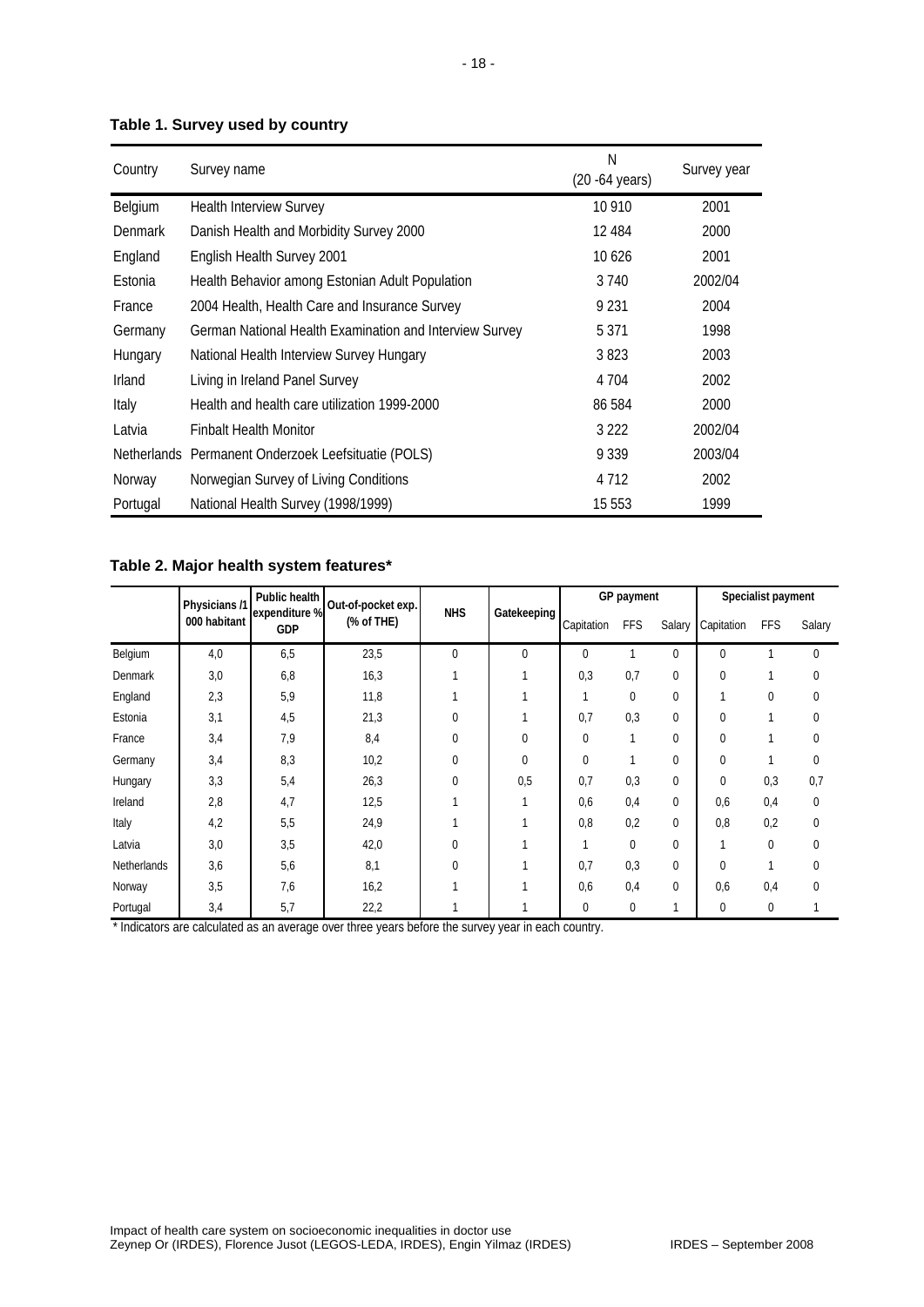**Table 1. Survey used by country**

| Country | Survey name | N (20 -64 years) | Survey year |
|---|---|---|---|
| Belgium | Health Interview Survey | 10 910 | 2001 |
| Denmark | Danish Health and Morbidity Survey 2000 | 12 484 | 2000 |
| England | English Health Survey 2001 | 10 626 | 2001 |
| Estonia | Health Behavior among Estonian Adult Population | 3 740 | 2002/04 |
| France | 2004 Health, Health Care and Insurance Survey | 9 231 | 2004 |
| Germany | German National Health Examination and Interview Survey | 5 371 | 1998 |
| Hungary | National Health Interview Survey Hungary | 3 823 | 2003 |
| Irland | Living in Ireland Panel Survey | 4 704 | 2002 |
| Italy | Health and health care utilization 1999-2000 | 86 584 | 2000 |
| Latvia | Finbalt Health Monitor | 3 222 | 2002/04 |
| Netherlands | Permanent Onderzoek Leefsituatie (POLS) | 9 339 | 2003/04 |
| Norway | Norwegian Survey of Living Conditions | 4 712 | 2002 |
| Portugal | National Health Survey (1998/1999) | 15 553 | 1999 |

**Table 2. Major health system features***

| | Physicians /1 000 habitant | Public health expenditure % GDP | Out-of-pocket exp. (% of THE) | NHS | Gatekeeping | GP payment | | | Specialist payment | | |
|---|---|---|---|---|---|---|---|---|---|---|---|
| | | | | | | Capitation | FFS | Salary | Capitation | FFS | Salary |
| Belgium | 4,0 | 6,5 | 23,5 | 0 | 0 | 0 | 1 | 0 | 0 | 1 | 0 |
| Denmark | 3,0 | 6,8 | 16,3 | 1 | 1 | 0,3 | 0,7 | 0 | 0 | 1 | 0 |
| England | 2,3 | 5,9 | 11,8 | 1 | 1 | 1 | 0 | 0 | 1 | 0 | 0 |
| Estonia | 3,1 | 4,5 | 21,3 | 0 | 1 | 0,7 | 0,3 | 0 | 0 | 1 | 0 |
| France | 3,4 | 7,9 | 8,4 | 0 | 0 | 0 | 1 | 0 | 0 | 1 | 0 |
| Germany | 3,4 | 8,3 | 10,2 | 0 | 0 | 0 | 1 | 0 | 0 | 1 | 0 |
| Hungary | 3,3 | 5,4 | 26,3 | 0 | 0,5 | 0,7 | 0,3 | 0 | 0 | 0,3 | 0,7 |
| Ireland | 2,8 | 4,7 | 12,5 | 1 | 1 | 0,6 | 0,4 | 0 | 0,6 | 0,4 | 0 |
| Italy | 4,2 | 5,5 | 24,9 | 1 | 1 | 0,8 | 0,2 | 0 | 0,8 | 0,2 | 0 |
| Latvia | 3,0 | 3,5 | 42,0 | 0 | 1 | 1 | 0 | 0 | 1 | 0 | 0 |
| Netherlands | 3,6 | 5,6 | 8,1 | 0 | 1 | 0,7 | 0,3 | 0 | 0 | 1 | 0 |
| Norway | 3,5 | 7,6 | 16,2 | 1 | 1 | 0,6 | 0,4 | 0 | 0,6 | 0,4 | 0 |
| Portugal | 3,4 | 5,7 | 22,2 | 1 | 1 | 0 | 0 | 1 | 0 | 0 | 1 |

\* Indicators are calculated as an average over three years before the survey year in each country.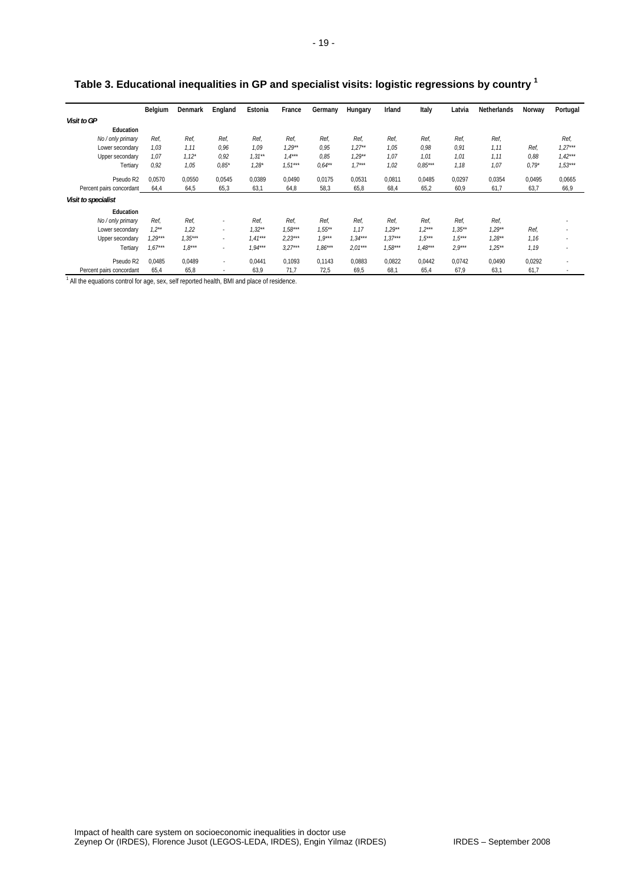## Table 3. Educational inequalities in GP and specialist visits: logistic regressions by country [1]

| | Belgium | Denmark | England | Estonia | France | Germany | Hungary | Irland | Italy | Latvia | Netherlands | Norway | Portugal |
|---|---|---|---|---|---|---|---|---|---|---|---|---|---|
| ***Visit to GP*** | | | | | | | | | | | | | |
| **Education** | | | | | | | | | | | | | |
| *No / only primary* | *Ref,* | *Ref,* | *Ref,* | *Ref,* | *Ref,* | *Ref,* | *Ref,* | *Ref,* | *Ref,* | *Ref,* | *Ref,* | | *Ref,* |
| Lower secondary | *1,03* | *1,11* | *0,96* | *1,09* | *1,29\*\** | *0,95* | *1,27\*\** | *1,05* | *0,98* | *0,91* | *1,11* | *Ref,* | *1,27\*\*\** |
| Upper secondary | *1,07* | *1,12\** | *0,92* | *1,31\*\** | *1,4\*\*\** | *0,85* | *1,29\*\** | *1,07* | *1,01* | *1,01* | *1,11* | *0,88* | *1,42\*\*\** |
| Tertiary | *0,92* | *1,05* | *0,85\** | *1,28\** | *1,51\*\*\** | *0,64\*\** | *1,7\*\*\** | *1,02* | *0,85\*\*\** | *1,18* | *1,07* | *0,79\** | *1,53\*\*\** |
| Pseudo R2 | 0,0570 | 0,0550 | 0,0545 | 0,0389 | 0,0490 | 0,0175 | 0,0531 | 0,0811 | 0,0485 | 0,0297 | 0,0354 | 0,0495 | 0,0665 |
| Percent pairs concordant | 64,4 | 64,5 | 65,3 | 63,1 | 64,8 | 58,3 | 65,8 | 68,4 | 65,2 | 60,9 | 61,7 | 63,7 | 66,9 |
| ***Visit to specialist*** | | | | | | | | | | | | | |
| **Education** | | | | | | | | | | | | | |
| *No / only primary* | *Ref,* | *Ref,* | - | *Ref,* | *Ref,* | *Ref,* | *Ref,* | *Ref,* | *Ref,* | *Ref,* | *Ref,* | | - |
| Lower secondary | *1,2\*\** | *1,22* | - | *1,32\*\** | *1,58\*\*\** | *1,55\*\** | *1,17* | *1,29\*\** | *1,2\*\*\** | *1,35\*\** | *1,29\*\** | *Ref,* | - |
| Upper secondary | *1,29\*\*\** | *1,35\*\*\** | - | *1,41\*\*\** | *2,23\*\*\** | *1,9\*\*\** | *1,34\*\*\** | *1,37\*\*\** | *1,5\*\*\** | *1,5\*\*\** | *1,28\*\** | *1,16* | - |
| Tertiary | *1,67\*\*\** | *1,8\*\*\** | - | *1,94\*\*\** | *3,27\*\*\** | *1,86\*\*\** | *2,01\*\*\** | *1,58\*\*\** | *1,48\*\*\** | *2,9\*\*\** | *1,25\*\** | *1,19* | - |
| Pseudo R2 | 0,0485 | 0,0489 | - | 0,0441 | 0,1093 | 0,1143 | 0,0883 | 0,0822 | 0,0442 | 0,0742 | 0,0490 | 0,0292 | - |
| Percent pairs concordant | 65,4 | 65,8 | - | 63,9 | 71,7 | 72,5 | 69,5 | 68,1 | 65,4 | 67,9 | 63,1 | 61,7 | - |

[1] All the equations control for age, sex, self reported health, BMI and place of residence.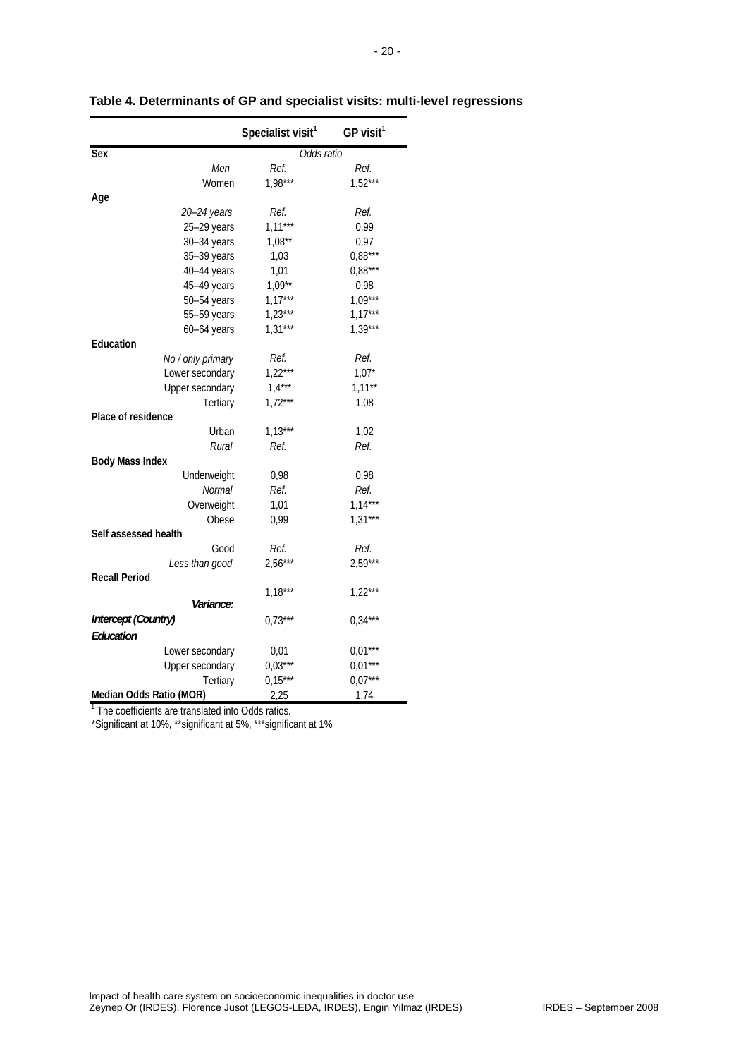**Table 4. Determinants of GP and specialist visits: multi-level regressions**

| | Specialist visit[1] | GP visit[1] |
|---|---|---|
| **Sex** | *Odds ratio* | |
| *Men* | *Ref.* | *Ref.* |
| Women | 1,98*** | 1,52*** |
| **Age** | | |
| *20–24 years* | *Ref.* | *Ref.* |
| 25–29 years | 1,11*** | 0,99 |
| 30–34 years | 1,08** | 0,97 |
| 35–39 years | 1,03 | 0,88*** |
| 40–44 years | 1,01 | 0,88*** |
| 45–49 years | 1,09** | 0,98 |
| 50–54 years | 1,17*** | 1,09*** |
| 55–59 years | 1,23*** | 1,17*** |
| 60–64 years | 1,31*** | 1,39*** |
| **Education** | | |
| *No / only primary* | *Ref.* | *Ref.* |
| Lower secondary | 1,22*** | 1,07* |
| Upper secondary | 1,4*** | 1,11** |
| Tertiary | 1,72*** | 1,08 |
| **Place of residence** | | |
| Urban | 1,13*** | 1,02 |
| *Rural* | *Ref.* | *Ref.* |
| **Body Mass Index** | | |
| Underweight | 0,98 | 0,98 |
| *Normal* | *Ref.* | *Ref.* |
| Overweight | 1,01 | 1,14*** |
| Obese | 0,99 | 1,31*** |
| **Self assessed health** | | |
| Good | *Ref.* | *Ref.* |
| *Less than good* | 2,56*** | 2,59*** |
| **Recall Period** | 1,18*** | 1,22*** |
| ***Variance:*** | | |
| ***Intercept (Country)*** | 0,73*** | 0,34*** |
| ***Education*** | | |
| Lower secondary | 0,01 | 0,01*** |
| Upper secondary | 0,03*** | 0,01*** |
| Tertiary | 0,15*** | 0,07*** |
| **Median Odds Ratio (MOR)** | 2,25 | 1,74 |

[1] The coefficients are translated into Odds ratios.

*Significant at 10%, **significant at 5%, ***significant at 1%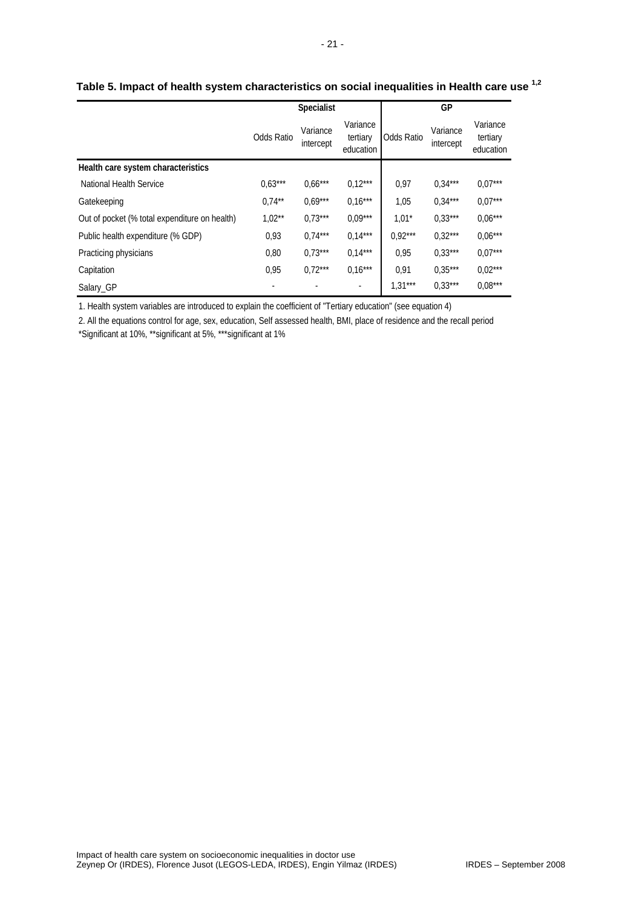**Table 5. Impact of health system characteristics on social inequalities in Health care use [1,2]**

| | Specialist | | | GP | | |
|---|---|---|---|---|---|---|
| | Odds Ratio | Variance intercept | Variance tertiary education | Odds Ratio | Variance intercept | Variance tertiary education |
| **Health care system characteristics** | | | | | | |
| National Health Service | 0,63*** | 0,66*** | 0,12*** | 0,97 | 0,34*** | 0,07*** |
| Gatekeeping | 0,74** | 0,69*** | 0,16*** | 1,05 | 0,34*** | 0,07*** |
| Out of pocket (% total expenditure on health) | 1,02** | 0,73*** | 0,09*** | 1,01* | 0,33*** | 0,06*** |
| Public health expenditure (% GDP) | 0,93 | 0,74*** | 0,14*** | 0,92*** | 0,32*** | 0,06*** |
| Practicing physicians | 0,80 | 0,73*** | 0,14*** | 0,95 | 0,33*** | 0,07*** |
| Capitation | 0,95 | 0,72*** | 0,16*** | 0,91 | 0,35*** | 0,02*** |
| Salary_GP | - | - | - | 1,31*** | 0,33*** | 0,08*** |

1. Health system variables are introduced to explain the coefficient of "Tertiary education" (see equation 4)

2. All the equations control for age, sex, education, Self assessed health, BMI, place of residence and the recall period

*Significant at 10%, **significant at 5%, ***significant at 1%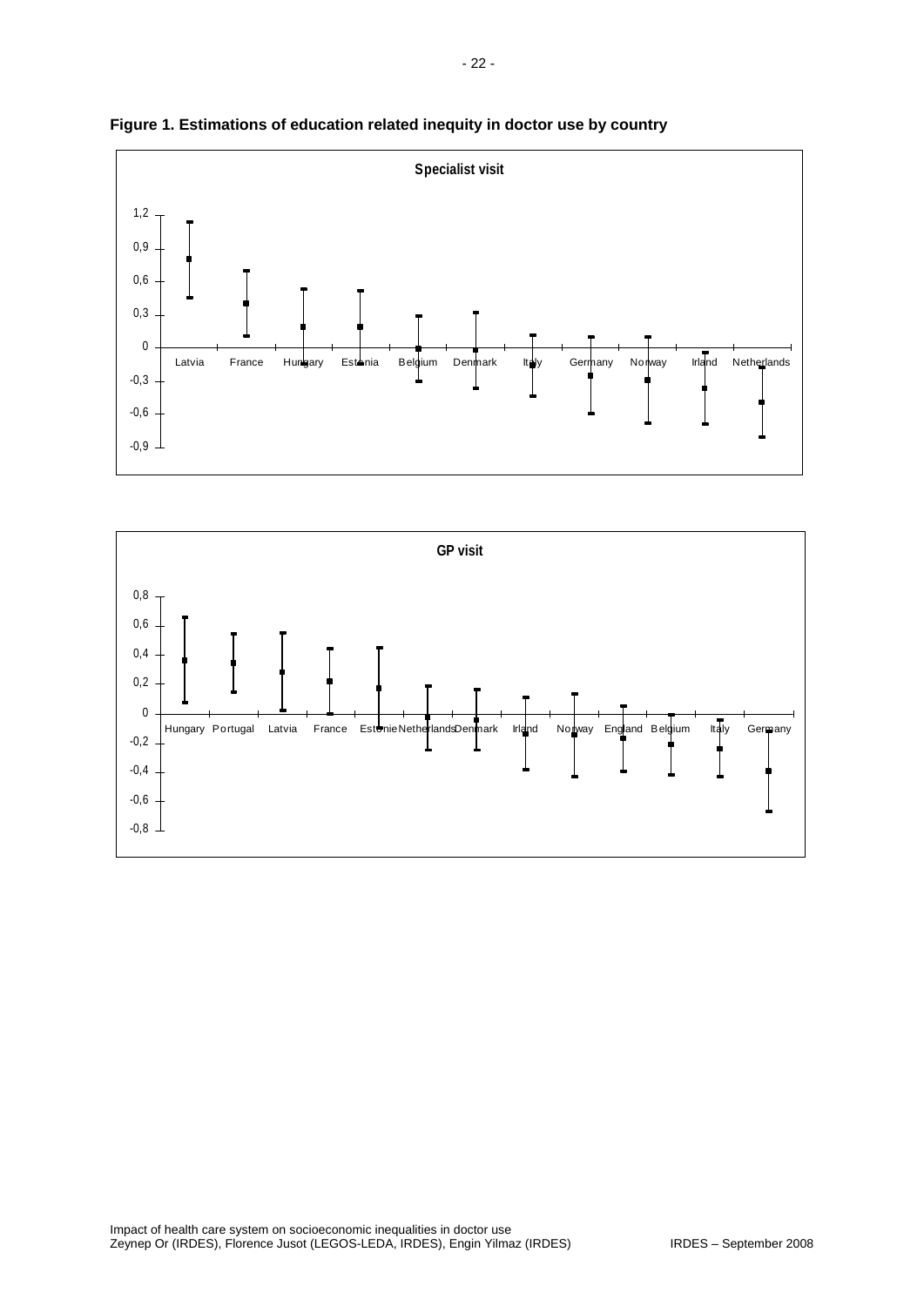**Figure 1. Estimations of education related inequity in doctor use by country**

**Specialist visit**

1,2
0,9
0,6
0,3
0
-0,3
-0,6
-0,9

Latvia France Hungary Estonia Belgium Denmark Italy Germany Norway Irland Netherlands

**GP visit**

0,8
0,6
0,4
0,2
0
-0,2
-0,4
-0,6
-0,8

Hungary Portugal Latvia France Estonie Netherlands Denmark Irland Norway England Belgium Italy Germany

Impact of health care system on socioeconomic inequalities in doctor use
Zeynep Or (IRDES), Florence Jusot (LEGOS-LEDA, IRDES), Engin Yilmaz (IRDES) IRDES – September 2008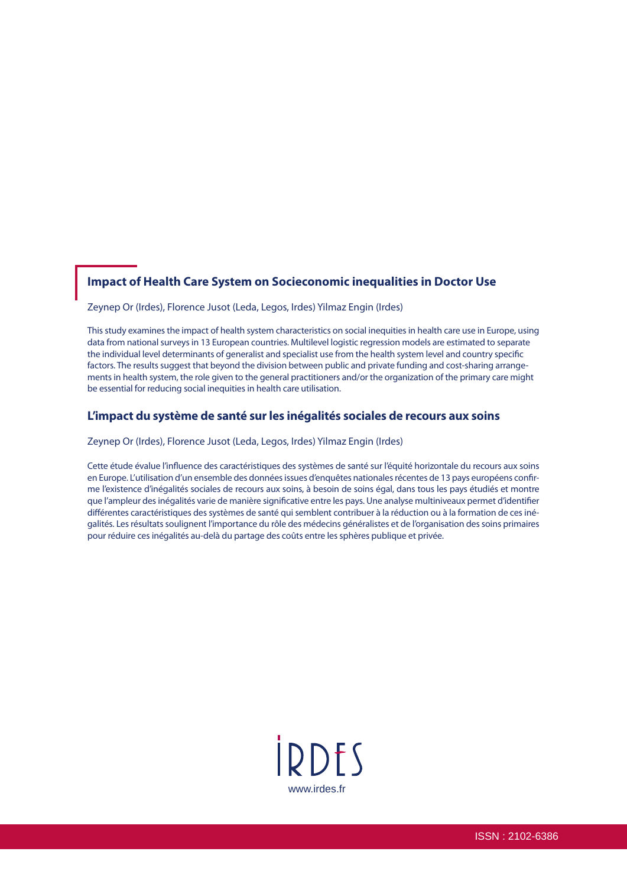## Impact of Health Care System on Socieconomic inequalities in Doctor Use

Zeynep Or (Irdes), Florence Jusot (Leda, Legos, Irdes) Yilmaz Engin (Irdes)

This study examines the impact of health system characteristics on social inequities in health care use in Europe, using data from national surveys in 13 European countries. Multilevel logistic regression models are estimated to separate the individual level determinants of generalist and specialist use from the health system level and country specific factors. The results suggest that beyond the division between public and private funding and cost-sharing arrangements in health system, the role given to the general practitioners and/or the organization of the primary care might be essential for reducing social inequities in health care utilisation.

## L'impact du système de santé sur les inégalités sociales de recours aux soins

Zeynep Or (Irdes), Florence Jusot (Leda, Legos, Irdes) Yilmaz Engin (Irdes)

Cette étude évalue l'influence des caractéristiques des systèmes de santé sur l'équité horizontale du recours aux soins en Europe. L'utilisation d'un ensemble des données issues d'enquêtes nationales récentes de 13 pays européens confirme l'existence d'inégalités sociales de recours aux soins, à besoin de soins égal, dans tous les pays étudiés et montre que l'ampleur des inégalités varie de manière significative entre les pays. Une analyse multiniveaux permet d'identifier différentes caractéristiques des systèmes de santé qui semblent contribuer à la réduction ou à la formation de ces inégalités. Les résultats soulignent l'importance du rôle des médecins généralistes et de l'organisation des soins primaires pour réduire ces inégalités au-delà du partage des coûts entre les sphères publique et privée.

IRDES

www.irdes.fr

ISSN : 2102-6386